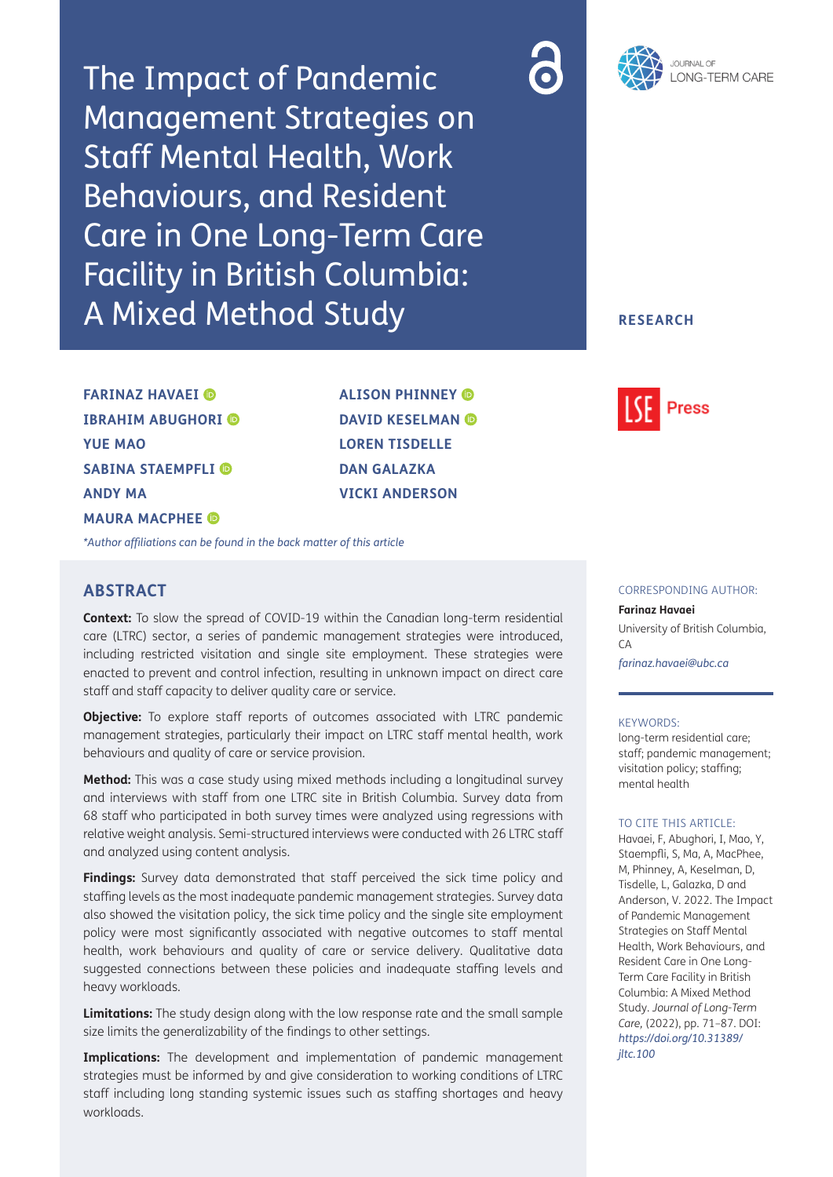# The Impact of Pandemic Management Strategies on Staff Mental Health, Work Behaviours, and Resident Care in One Long-Term Care Facility in British Columbia: A Mixed Method Study

**RESEARCH**

**FARINAZ HAVAEI**
**IBRAHIM ABUGHORI**
**YUE MAO**
**SABINA STAEMPFLI**
**ANDY MA**
**MAURA MACPHEE**
**ALISON PHINNEY**
**DAVID KESELMAN**
**LOREN TISDELLE**
**DAN GALAZKA**
**VICKI ANDERSON**

*\*Author affiliations can be found in the back matter of this article*

## ABSTRACT

**Context:** To slow the spread of COVID-19 within the Canadian long-term residential care (LTRC) sector, a series of pandemic management strategies were introduced, including restricted visitation and single site employment. These strategies were enacted to prevent and control infection, resulting in unknown impact on direct care staff and staff capacity to deliver quality care or service.

**Objective:** To explore staff reports of outcomes associated with LTRC pandemic management strategies, particularly their impact on LTRC staff mental health, work behaviours and quality of care or service provision.

**Method:** This was a case study using mixed methods including a longitudinal survey and interviews with staff from one LTRC site in British Columbia. Survey data from 68 staff who participated in both survey times were analyzed using regressions with relative weight analysis. Semi-structured interviews were conducted with 26 LTRC staff and analyzed using content analysis.

**Findings:** Survey data demonstrated that staff perceived the sick time policy and staffing levels as the most inadequate pandemic management strategies. Survey data also showed the visitation policy, the sick time policy and the single site employment policy were most significantly associated with negative outcomes to staff mental health, work behaviours and quality of care or service delivery. Qualitative data suggested connections between these policies and inadequate staffing levels and heavy workloads.

**Limitations:** The study design along with the low response rate and the small sample size limits the generalizability of the findings to other settings.

**Implications:** The development and implementation of pandemic management strategies must be informed by and give consideration to working conditions of LTRC staff including long standing systemic issues such as staffing shortages and heavy workloads.

CORRESPONDING AUTHOR:

**Farinaz Havaei**

University of British Columbia, CA

*farinaz.havaei@ubc.ca*

KEYWORDS:

long-term residential care; staff; pandemic management; visitation policy; staffing; mental health

TO CITE THIS ARTICLE:

Havaei, F, Abughori, I, Mao, Y, Staempfli, S, Ma, A, MacPhee, M, Phinney, A, Keselman, D, Tisdelle, L, Galazka, D and Anderson, V. 2022. The Impact of Pandemic Management Strategies on Staff Mental Health, Work Behaviours, and Resident Care in One Long-Term Care Facility in British Columbia: A Mixed Method Study. *Journal of Long-Term Care,* (2022), pp. 71–87. DOI: *https://doi.org/10.31389/jltc.100*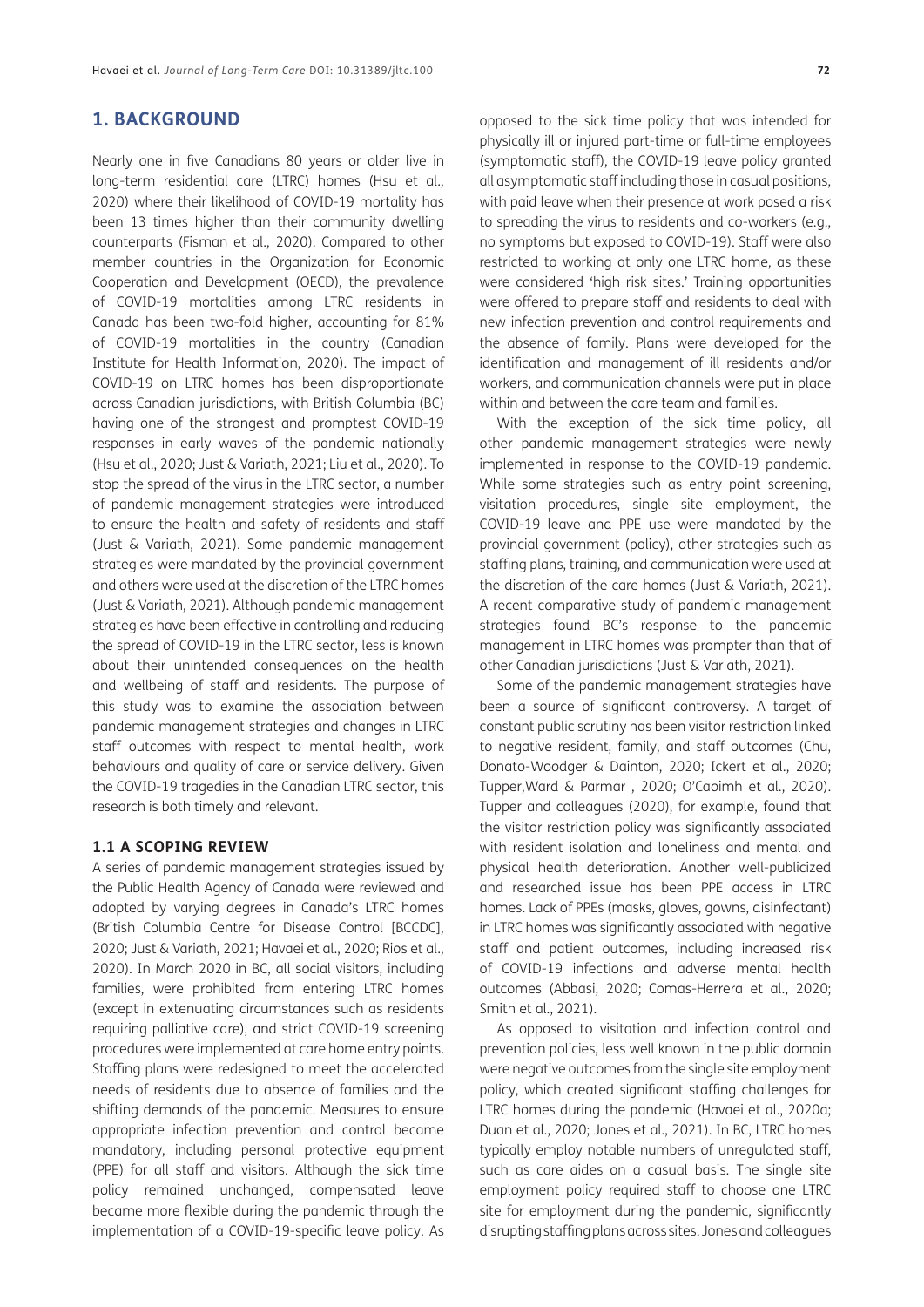## 1. BACKGROUND

Nearly one in five Canadians 80 years or older live in long-term residential care (LTRC) homes (Hsu et al., 2020) where their likelihood of COVID-19 mortality has been 13 times higher than their community dwelling counterparts (Fisman et al., 2020). Compared to other member countries in the Organization for Economic Cooperation and Development (OECD), the prevalence of COVID-19 mortalities among LTRC residents in Canada has been two-fold higher, accounting for 81% of COVID-19 mortalities in the country (Canadian Institute for Health Information, 2020). The impact of COVID-19 on LTRC homes has been disproportionate across Canadian jurisdictions, with British Columbia (BC) having one of the strongest and promptest COVID-19 responses in early waves of the pandemic nationally (Hsu et al., 2020; Just & Variath, 2021; Liu et al., 2020). To stop the spread of the virus in the LTRC sector, a number of pandemic management strategies were introduced to ensure the health and safety of residents and staff (Just & Variath, 2021). Some pandemic management strategies were mandated by the provincial government and others were used at the discretion of the LTRC homes (Just & Variath, 2021). Although pandemic management strategies have been effective in controlling and reducing the spread of COVID-19 in the LTRC sector, less is known about their unintended consequences on the health and wellbeing of staff and residents. The purpose of this study was to examine the association between pandemic management strategies and changes in LTRC staff outcomes with respect to mental health, work behaviours and quality of care or service delivery. Given the COVID-19 tragedies in the Canadian LTRC sector, this research is both timely and relevant.

### 1.1 A SCOPING REVIEW

A series of pandemic management strategies issued by the Public Health Agency of Canada were reviewed and adopted by varying degrees in Canada's LTRC homes (British Columbia Centre for Disease Control [BCCDC], 2020; Just & Variath, 2021; Havaei et al., 2020; Rios et al., 2020). In March 2020 in BC, all social visitors, including families, were prohibited from entering LTRC homes (except in extenuating circumstances such as residents requiring palliative care), and strict COVID-19 screening procedures were implemented at care home entry points. Staffing plans were redesigned to meet the accelerated needs of residents due to absence of families and the shifting demands of the pandemic. Measures to ensure appropriate infection prevention and control became mandatory, including personal protective equipment (PPE) for all staff and visitors. Although the sick time policy remained unchanged, compensated leave became more flexible during the pandemic through the implementation of a COVID-19-specific leave policy. As opposed to the sick time policy that was intended for physically ill or injured part-time or full-time employees (symptomatic staff), the COVID-19 leave policy granted all asymptomatic staff including those in casual positions, with paid leave when their presence at work posed a risk to spreading the virus to residents and co-workers (e.g., no symptoms but exposed to COVID-19). Staff were also restricted to working at only one LTRC home, as these were considered 'high risk sites.' Training opportunities were offered to prepare staff and residents to deal with new infection prevention and control requirements and the absence of family. Plans were developed for the identification and management of ill residents and/or workers, and communication channels were put in place within and between the care team and families.

With the exception of the sick time policy, all other pandemic management strategies were newly implemented in response to the COVID-19 pandemic. While some strategies such as entry point screening, visitation procedures, single site employment, the COVID-19 leave and PPE use were mandated by the provincial government (policy), other strategies such as staffing plans, training, and communication were used at the discretion of the care homes (Just & Variath, 2021). A recent comparative study of pandemic management strategies found BC's response to the pandemic management in LTRC homes was prompter than that of other Canadian jurisdictions (Just & Variath, 2021).

Some of the pandemic management strategies have been a source of significant controversy. A target of constant public scrutiny has been visitor restriction linked to negative resident, family, and staff outcomes (Chu, Donato-Woodger & Dainton, 2020; Ickert et al., 2020; Tupper,Ward & Parmar , 2020; O'Caoimh et al., 2020). Tupper and colleagues (2020), for example, found that the visitor restriction policy was significantly associated with resident isolation and loneliness and mental and physical health deterioration. Another well-publicized and researched issue has been PPE access in LTRC homes. Lack of PPEs (masks, gloves, gowns, disinfectant) in LTRC homes was significantly associated with negative staff and patient outcomes, including increased risk of COVID-19 infections and adverse mental health outcomes (Abbasi, 2020; Comas-Herrera et al., 2020; Smith et al., 2021).

As opposed to visitation and infection control and prevention policies, less well known in the public domain were negative outcomes from the single site employment policy, which created significant staffing challenges for LTRC homes during the pandemic (Havaei et al., 2020a; Duan et al., 2020; Jones et al., 2021). In BC, LTRC homes typically employ notable numbers of unregulated staff, such as care aides on a casual basis. The single site employment policy required staff to choose one LTRC site for employment during the pandemic, significantly disrupting staffing plans across sites. Jones and colleagues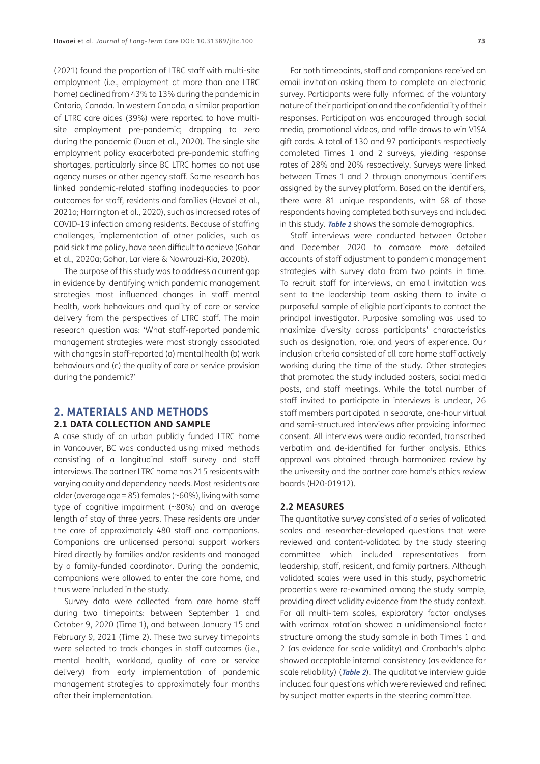(2021) found the proportion of LTRC staff with multi-site employment (i.e., employment at more than one LTRC home) declined from 43% to 13% during the pandemic in Ontario, Canada. In western Canada, a similar proportion of LTRC care aides (39%) were reported to have multi-site employment pre-pandemic; dropping to zero during the pandemic (Duan et al., 2020). The single site employment policy exacerbated pre-pandemic staffing shortages, particularly since BC LTRC homes do not use agency nurses or other agency staff. Some research has linked pandemic-related staffing inadequacies to poor outcomes for staff, residents and families (Havaei et al., 2021a; Harrington et al., 2020), such as increased rates of COVID-19 infection among residents. Because of staffing challenges, implementation of other policies, such as paid sick time policy, have been difficult to achieve (Gohar et al., 2020a; Gohar, Lariviere & Nowrouzi-Kia, 2020b).

The purpose of this study was to address a current gap in evidence by identifying which pandemic management strategies most influenced changes in staff mental health, work behaviours and quality of care or service delivery from the perspectives of LTRC staff. The main research question was: 'What staff-reported pandemic management strategies were most strongly associated with changes in staff-reported (a) mental health (b) work behaviours and (c) the quality of care or service provision during the pandemic?'

## 2. MATERIALS AND METHODS

### 2.1 DATA COLLECTION AND SAMPLE

A case study of an urban publicly funded LTRC home in Vancouver, BC was conducted using mixed methods consisting of a longitudinal staff survey and staff interviews. The partner LTRC home has 215 residents with varying acuity and dependency needs. Most residents are older (average age = 85) females (~60%), living with some type of cognitive impairment (~80%) and an average length of stay of three years. These residents are under the care of approximately 480 staff and companions. Companions are unlicensed personal support workers hired directly by families and/or residents and managed by a family-funded coordinator. During the pandemic, companions were allowed to enter the care home, and thus were included in the study.

Survey data were collected from care home staff during two timepoints: between September 1 and October 9, 2020 (Time 1), and between January 15 and February 9, 2021 (Time 2). These two survey timepoints were selected to track changes in staff outcomes (i.e., mental health, workload, quality of care or service delivery) from early implementation of pandemic management strategies to approximately four months after their implementation.

For both timepoints, staff and companions received an email invitation asking them to complete an electronic survey. Participants were fully informed of the voluntary nature of their participation and the confidentiality of their responses. Participation was encouraged through social media, promotional videos, and raffle draws to win VISA gift cards. A total of 130 and 97 participants respectively completed Times 1 and 2 surveys, yielding response rates of 28% and 20% respectively. Surveys were linked between Times 1 and 2 through anonymous identifiers assigned by the survey platform. Based on the identifiers, there were 81 unique respondents, with 68 of those respondents having completed both surveys and included in this study. ***Table 1*** shows the sample demographics.

Staff interviews were conducted between October and December 2020 to compare more detailed accounts of staff adjustment to pandemic management strategies with survey data from two points in time. To recruit staff for interviews, an email invitation was sent to the leadership team asking them to invite a purposeful sample of eligible participants to contact the principal investigator. Purposive sampling was used to maximize diversity across participants' characteristics such as designation, role, and years of experience. Our inclusion criteria consisted of all care home staff actively working during the time of the study. Other strategies that promoted the study included posters, social media posts, and staff meetings. While the total number of staff invited to participate in interviews is unclear, 26 staff members participated in separate, one-hour virtual and semi-structured interviews after providing informed consent. All interviews were audio recorded, transcribed verbatim and de-identified for further analysis. Ethics approval was obtained through harmonized review by the university and the partner care home's ethics review boards (H20-01912).

### 2.2 MEASURES

The quantitative survey consisted of a series of validated scales and researcher-developed questions that were reviewed and content-validated by the study steering committee which included representatives from leadership, staff, resident, and family partners. Although validated scales were used in this study, psychometric properties were re-examined among the study sample, providing direct validity evidence from the study context. For all multi-item scales, exploratory factor analyses with varimax rotation showed a unidimensional factor structure among the study sample in both Times 1 and 2 (as evidence for scale validity) and Cronbach's alpha showed acceptable internal consistency (as evidence for scale reliability) (***Table 2***). The qualitative interview guide included four questions which were reviewed and refined by subject matter experts in the steering committee.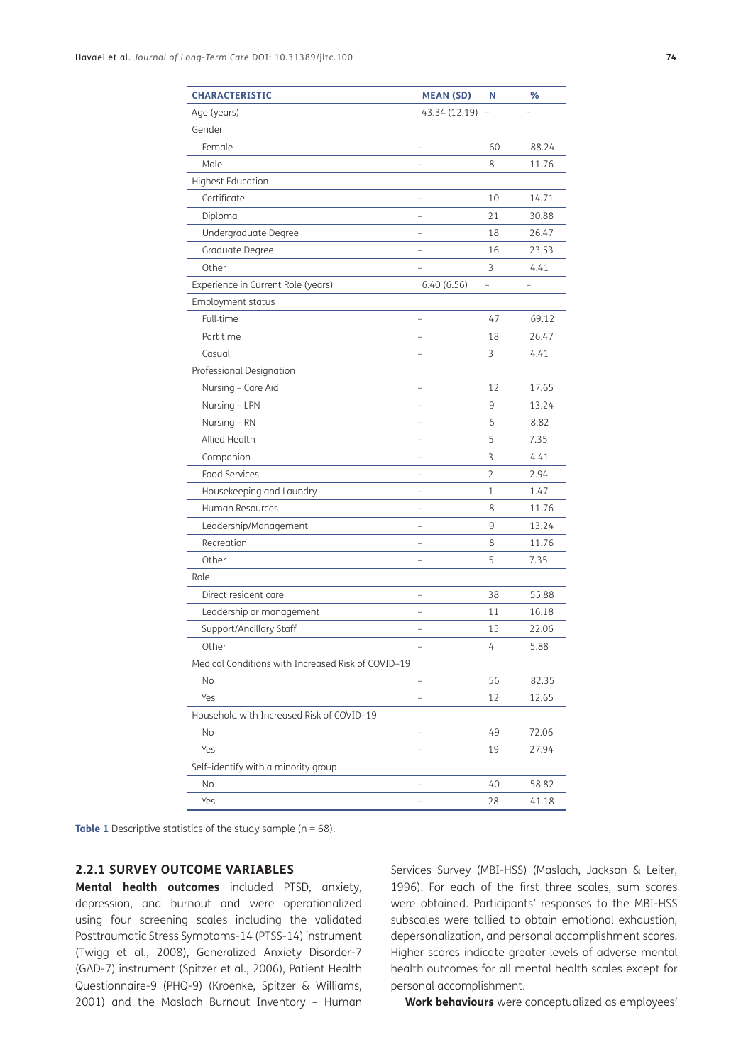| CHARACTERISTIC | MEAN (SD) | N | % |
|---|---|---|---|
| Age (years) | 43.34 (12.19) | – | – |
| Gender | | | |
| Female | – | 60 | 88.24 |
| Male | – | 8 | 11.76 |
| Highest Education | | | |
| Certificate | – | 10 | 14.71 |
| Diploma | – | 21 | 30.88 |
| Undergraduate Degree | – | 18 | 26.47 |
| Graduate Degree | – | 16 | 23.53 |
| Other | – | 3 | 4.41 |
| Experience in Current Role (years) | 6.40 (6.56) | – | – |
| Employment status | | | |
| Full-time | – | 47 | 69.12 |
| Part-time | – | 18 | 26.47 |
| Casual | – | 3 | 4.41 |
| Professional Designation | | | |
| Nursing – Care Aid | – | 12 | 17.65 |
| Nursing – LPN | – | 9 | 13.24 |
| Nursing – RN | – | 6 | 8.82 |
| Allied Health | – | 5 | 7.35 |
| Companion | – | 3 | 4.41 |
| Food Services | – | 2 | 2.94 |
| Housekeeping and Laundry | – | 1 | 1.47 |
| Human Resources | – | 8 | 11.76 |
| Leadership/Management | – | 9 | 13.24 |
| Recreation | – | 8 | 11.76 |
| Other | – | 5 | 7.35 |
| Role | | | |
| Direct resident care | – | 38 | 55.88 |
| Leadership or management | – | 11 | 16.18 |
| Support/Ancillary Staff | – | 15 | 22.06 |
| Other | – | 4 | 5.88 |
| Medical Conditions with Increased Risk of COVID-19 | | | |
| No | – | 56 | 82.35 |
| Yes | – | 12 | 12.65 |
| Household with Increased Risk of COVID-19 | | | |
| No | – | 49 | 72.06 |
| Yes | – | 19 | 27.94 |
| Self-identify with a minority group | | | |
| No | – | 40 | 58.82 |
| Yes | – | 28 | 41.18 |

**Table 1** Descriptive statistics of the study sample (n = 68).

### 2.2.1 SURVEY OUTCOME VARIABLES

**Mental health outcomes** included PTSD, anxiety, depression, and burnout and were operationalized using four screening scales including the validated Posttraumatic Stress Symptoms-14 (PTSS-14) instrument (Twigg et al., 2008), Generalized Anxiety Disorder-7 (GAD-7) instrument (Spitzer et al., 2006), Patient Health Questionnaire-9 (PHQ-9) (Kroenke, Spitzer & Williams, 2001) and the Maslach Burnout Inventory – Human Services Survey (MBI-HSS) (Maslach, Jackson & Leiter, 1996). For each of the first three scales, sum scores were obtained. Participants' responses to the MBI-HSS subscales were tallied to obtain emotional exhaustion, depersonalization, and personal accomplishment scores. Higher scores indicate greater levels of adverse mental health outcomes for all mental health scales except for personal accomplishment.

**Work behaviours** were conceptualized as employees'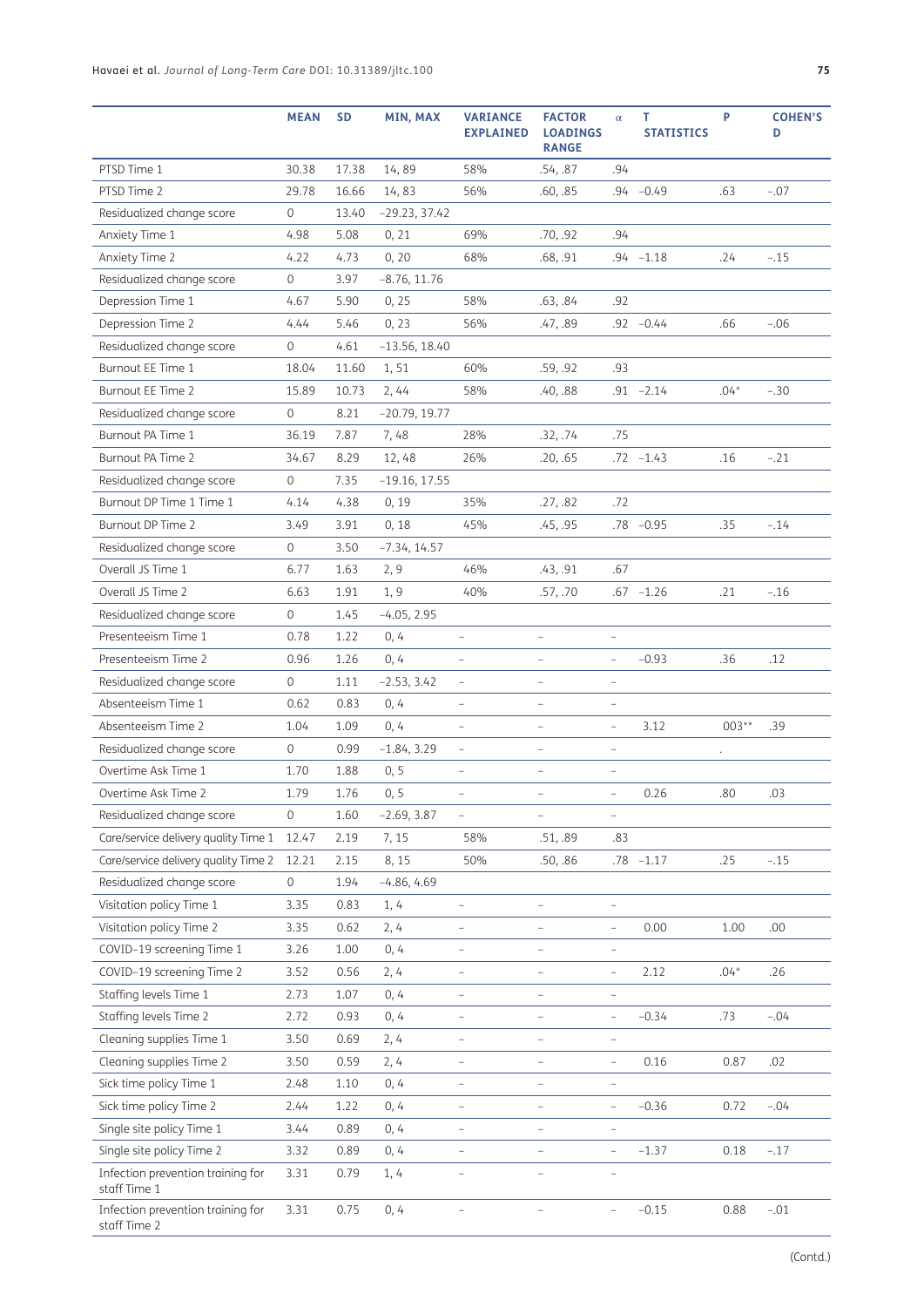| | MEAN | SD | MIN, MAX | VARIANCE EXPLAINED | FACTOR LOADINGS RANGE | α | T STATISTICS | P | COHEN'S D |
|---|---|---|---|---|---|---|---|---|---|
| PTSD Time 1 | 30.38 | 17.38 | 14, 89 | 58% | .54, .87 | .94 | | | |
| PTSD Time 2 | 29.78 | 16.66 | 14, 83 | 56% | .60, .85 | .94 | −0.49 | .63 | −.07 |
| Residualized change score | 0 | 13.40 | −29.23, 37.42 | | | | | | |
| Anxiety Time 1 | 4.98 | 5.08 | 0, 21 | 69% | .70, .92 | .94 | | | |
| Anxiety Time 2 | 4.22 | 4.73 | 0, 20 | 68% | .68, .91 | .94 | −1.18 | .24 | −.15 |
| Residualized change score | 0 | 3.97 | −8.76, 11.76 | | | | | | |
| Depression Time 1 | 4.67 | 5.90 | 0, 25 | 58% | .63, .84 | .92 | | | |
| Depression Time 2 | 4.44 | 5.46 | 0, 23 | 56% | .47, .89 | .92 | −0.44 | .66 | −.06 |
| Residualized change score | 0 | 4.61 | −13.56, 18.40 | | | | | | |
| Burnout EE Time 1 | 18.04 | 11.60 | 1, 51 | 60% | .59, .92 | .93 | | | |
| Burnout EE Time 2 | 15.89 | 10.73 | 2, 44 | 58% | .40, .88 | .91 | −2.14 | .04* | −.30 |
| Residualized change score | 0 | 8.21 | −20.79, 19.77 | | | | | | |
| Burnout PA Time 1 | 36.19 | 7.87 | 7, 48 | 28% | .32, .74 | .75 | | | |
| Burnout PA Time 2 | 34.67 | 8.29 | 12, 48 | 26% | .20, .65 | .72 | −1.43 | .16 | −.21 |
| Residualized change score | 0 | 7.35 | −19.16, 17.55 | | | | | | |
| Burnout DP Time 1 Time 1 | 4.14 | 4.38 | 0, 19 | 35% | .27, .82 | .72 | | | |
| Burnout DP Time 2 | 3.49 | 3.91 | 0, 18 | 45% | .45, .95 | .78 | −0.95 | .35 | −.14 |
| Residualized change score | 0 | 3.50 | −7.34, 14.57 | | | | | | |
| Overall JS Time 1 | 6.77 | 1.63 | 2, 9 | 46% | .43, .91 | .67 | | | |
| Overall JS Time 2 | 6.63 | 1.91 | 1, 9 | 40% | .57, .70 | .67 | −1.26 | .21 | −.16 |
| Residualized change score | 0 | 1.45 | −4.05, 2.95 | | | | | | |
| Presenteeism Time 1 | 0.78 | 1.22 | 0, 4 | – | – | – | | | |
| Presenteeism Time 2 | 0.96 | 1.26 | 0, 4 | – | – | – | −0.93 | .36 | .12 |
| Residualized change score | 0 | 1.11 | −2.53, 3.42 | – | – | – | | | |
| Absenteeism Time 1 | 0.62 | 0.83 | 0, 4 | – | – | – | | | |
| Absenteeism Time 2 | 1.04 | 1.09 | 0, 4 | – | – | – | 3.12 | 003** | .39 |
| Residualized change score | 0 | 0.99 | −1.84, 3.29 | – | – | – | | . | |
| Overtime Ask Time 1 | 1.70 | 1.88 | 0, 5 | – | – | – | | | |
| Overtime Ask Time 2 | 1.79 | 1.76 | 0, 5 | – | – | – | 0.26 | .80 | .03 |
| Residualized change score | 0 | 1.60 | −2.69, 3.87 | – | – | – | | | |
| Care/service delivery quality Time 1 | 12.47 | 2.19 | 7, 15 | 58% | .51, .89 | .83 | | | |
| Care/service delivery quality Time 2 | 12.21 | 2.15 | 8, 15 | 50% | .50, .86 | .78 | −1.17 | .25 | −.15 |
| Residualized change score | 0 | 1.94 | −4.86, 4.69 | | | | | | |
| Visitation policy Time 1 | 3.35 | 0.83 | 1, 4 | – | – | – | | | |
| Visitation policy Time 2 | 3.35 | 0.62 | 2, 4 | – | – | – | 0.00 | 1.00 | .00 |
| COVID-19 screening Time 1 | 3.26 | 1.00 | 0, 4 | – | – | – | | | |
| COVID-19 screening Time 2 | 3.52 | 0.56 | 2, 4 | – | – | – | 2.12 | .04* | .26 |
| Staffing levels Time 1 | 2.73 | 1.07 | 0, 4 | – | – | – | | | |
| Staffing levels Time 2 | 2.72 | 0.93 | 0, 4 | – | – | – | −0.34 | .73 | −.04 |
| Cleaning supplies Time 1 | 3.50 | 0.69 | 2, 4 | – | – | – | | | |
| Cleaning supplies Time 2 | 3.50 | 0.59 | 2, 4 | – | – | – | 0.16 | 0.87 | .02 |
| Sick time policy Time 1 | 2.48 | 1.10 | 0, 4 | – | – | – | | | |
| Sick time policy Time 2 | 2.44 | 1.22 | 0, 4 | – | – | – | −0.36 | 0.72 | −.04 |
| Single site policy Time 1 | 3.44 | 0.89 | 0, 4 | – | – | – | | | |
| Single site policy Time 2 | 3.32 | 0.89 | 0, 4 | – | – | – | −1.37 | 0.18 | −.17 |
| Infection prevention training for staff Time 1 | 3.31 | 0.79 | 1, 4 | – | – | – | | | |
| Infection prevention training for staff Time 2 | 3.31 | 0.75 | 0, 4 | – | – | – | −0.15 | 0.88 | −.01 |

(Contd.)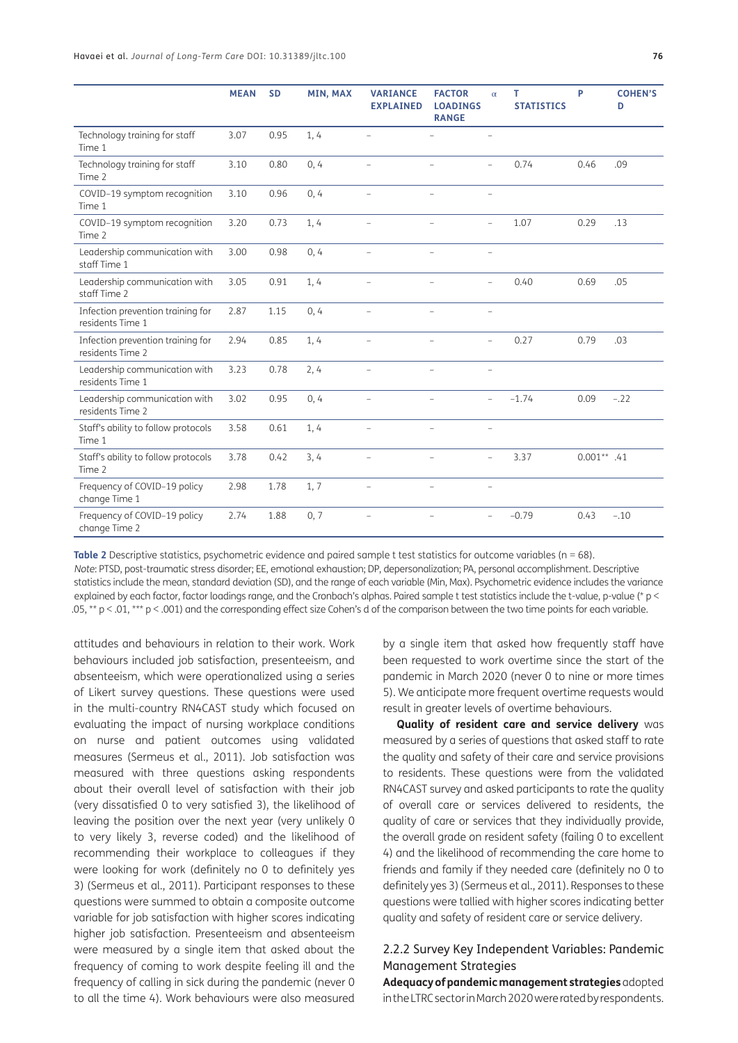| | MEAN | SD | MIN, MAX | VARIANCE EXPLAINED | FACTOR LOADINGS RANGE | α | T STATISTICS | P | COHEN'S D |
|---|---|---|---|---|---|---|---|---|---|
| Technology training for staff Time 1 | 3.07 | 0.95 | 1, 4 | – | – | – | | | |
| Technology training for staff Time 2 | 3.10 | 0.80 | 0, 4 | – | – | – | 0.74 | 0.46 | .09 |
| COVID-19 symptom recognition Time 1 | 3.10 | 0.96 | 0, 4 | – | – | – | | | |
| COVID-19 symptom recognition Time 2 | 3.20 | 0.73 | 1, 4 | – | – | – | 1.07 | 0.29 | .13 |
| Leadership communication with staff Time 1 | 3.00 | 0.98 | 0, 4 | – | – | – | | | |
| Leadership communication with staff Time 2 | 3.05 | 0.91 | 1, 4 | – | – | – | 0.40 | 0.69 | .05 |
| Infection prevention training for residents Time 1 | 2.87 | 1.15 | 0, 4 | – | – | – | | | |
| Infection prevention training for residents Time 2 | 2.94 | 0.85 | 1, 4 | – | – | – | 0.27 | 0.79 | .03 |
| Leadership communication with residents Time 1 | 3.23 | 0.78 | 2, 4 | – | – | – | | | |
| Leadership communication with residents Time 2 | 3.02 | 0.95 | 0, 4 | – | – | – | −1.74 | 0.09 | −.22 |
| Staff's ability to follow protocols Time 1 | 3.58 | 0.61 | 1, 4 | – | – | – | | | |
| Staff's ability to follow protocols Time 2 | 3.78 | 0.42 | 3, 4 | – | – | – | 3.37 | 0.001** | .41 |
| Frequency of COVID-19 policy change Time 1 | 2.98 | 1.78 | 1, 7 | – | – | – | | | |
| Frequency of COVID-19 policy change Time 2 | 2.74 | 1.88 | 0, 7 | – | – | – | −0.79 | 0.43 | −.10 |

**Table 2** Descriptive statistics, psychometric evidence and paired sample t test statistics for outcome variables (n = 68).
*Note*: PTSD, post-traumatic stress disorder; EE, emotional exhaustion; DP, depersonalization; PA, personal accomplishment. Descriptive statistics include the mean, standard deviation (SD), and the range of each variable (Min, Max). Psychometric evidence includes the variance explained by each factor, factor loadings range, and the Cronbach's alphas. Paired sample t test statistics include the t-value, p-value (* p < .05, ** p < .01, *** p < .001) and the corresponding effect size Cohen's d of the comparison between the two time points for each variable.

attitudes and behaviours in relation to their work. Work behaviours included job satisfaction, presenteeism, and absenteeism, which were operationalized using a series of Likert survey questions. These questions were used in the multi-country RN4CAST study which focused on evaluating the impact of nursing workplace conditions on nurse and patient outcomes using validated measures (Sermeus et al., 2011). Job satisfaction was measured with three questions asking respondents about their overall level of satisfaction with their job (very dissatisfied 0 to very satisfied 3), the likelihood of leaving the position over the next year (very unlikely 0 to very likely 3, reverse coded) and the likelihood of recommending their workplace to colleagues if they were looking for work (definitely no 0 to definitely yes 3) (Sermeus et al., 2011). Participant responses to these questions were summed to obtain a composite outcome variable for job satisfaction with higher scores indicating higher job satisfaction. Presenteeism and absenteeism were measured by a single item that asked about the frequency of coming to work despite feeling ill and the frequency of calling in sick during the pandemic (never 0 to all the time 4). Work behaviours were also measured by a single item that asked how frequently staff have been requested to work overtime since the start of the pandemic in March 2020 (never 0 to nine or more times 5). We anticipate more frequent overtime requests would result in greater levels of overtime behaviours.

**Quality of resident care and service delivery** was measured by a series of questions that asked staff to rate the quality and safety of their care and service provisions to residents. These questions were from the validated RN4CAST survey and asked participants to rate the quality of overall care or services delivered to residents, the quality of care or services that they individually provide, the overall grade on resident safety (failing 0 to excellent 4) and the likelihood of recommending the care home to friends and family if they needed care (definitely no 0 to definitely yes 3) (Sermeus et al., 2011). Responses to these questions were tallied with higher scores indicating better quality and safety of resident care or service delivery.

### 2.2.2 Survey Key Independent Variables: Pandemic Management Strategies

**Adequacy of pandemic management strategies** adopted in the LTRC sector in March 2020 were rated by respondents.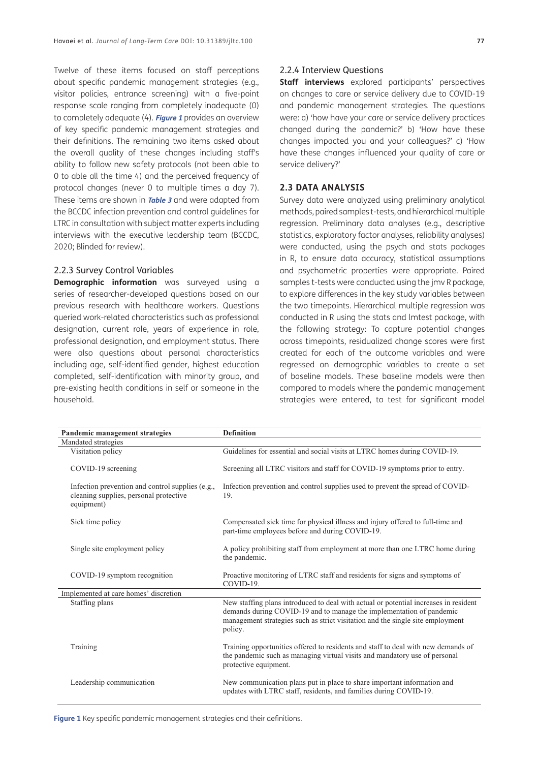Twelve of these items focused on staff perceptions about specific pandemic management strategies (e.g., visitor policies, entrance screening) with a five-point response scale ranging from completely inadequate (0) to completely adequate (4). ***Figure 1*** provides an overview of key specific pandemic management strategies and their definitions. The remaining two items asked about the overall quality of these changes including staff's ability to follow new safety protocols (not been able to 0 to able all the time 4) and the perceived frequency of protocol changes (never 0 to multiple times a day 7). These items are shown in ***Table 3*** and were adapted from the BCCDC infection prevention and control guidelines for LTRC in consultation with subject matter experts including interviews with the executive leadership team (BCCDC, 2020; Blinded for review).

### 2.2.3 Survey Control Variables

**Demographic information** was surveyed using a series of researcher-developed questions based on our previous research with healthcare workers. Questions queried work-related characteristics such as professional designation, current role, years of experience in role, professional designation, and employment status. There were also questions about personal characteristics including age, self-identified gender, highest education completed, self-identification with minority group, and pre-existing health conditions in self or someone in the household.

### 2.2.4 Interview Questions

**Staff interviews** explored participants' perspectives on changes to care or service delivery due to COVID-19 and pandemic management strategies. The questions were: a) 'how have your care or service delivery practices changed during the pandemic?' b) 'How have these changes impacted you and your colleagues?' c) 'How have these changes influenced your quality of care or service delivery?'

## 2.3 DATA ANALYSIS

Survey data were analyzed using preliminary analytical methods, paired samples t-tests, and hierarchical multiple regression. Preliminary data analyses (e.g., descriptive statistics, exploratory factor analyses, reliability analyses) were conducted, using the psych and stats packages in R, to ensure data accuracy, statistical assumptions and psychometric properties were appropriate. Paired samples t-tests were conducted using the jmv R package, to explore differences in the key study variables between the two timepoints. Hierarchical multiple regression was conducted in R using the stats and lmtest package, with the following strategy: To capture potential changes across timepoints, residualized change scores were first created for each of the outcome variables and were regressed on demographic variables to create a set of baseline models. These baseline models were then compared to models where the pandemic management strategies were entered, to test for significant model

| Pandemic management strategies | Definition |
|---|---|
| Mandated strategies | |
| Visitation policy | Guidelines for essential and social visits at LTRC homes during COVID-19. |
| COVID-19 screening | Screening all LTRC visitors and staff for COVID-19 symptoms prior to entry. |
| Infection prevention and control supplies (e.g., cleaning supplies, personal protective equipment) | Infection prevention and control supplies used to prevent the spread of COVID-19. |
| Sick time policy | Compensated sick time for physical illness and injury offered to full-time and part-time employees before and during COVID-19. |
| Single site employment policy | A policy prohibiting staff from employment at more than one LTRC home during the pandemic. |
| COVID-19 symptom recognition | Proactive monitoring of LTRC staff and residents for signs and symptoms of COVID-19. |
| Implemented at care homes' discretion | |
| Staffing plans | New staffing plans introduced to deal with actual or potential increases in resident demands during COVID-19 and to manage the implementation of pandemic management strategies such as strict visitation and the single site employment policy. |
| Training | Training opportunities offered to residents and staff to deal with new demands of the pandemic such as managing virtual visits and mandatory use of personal protective equipment. |
| Leadership communication | New communication plans put in place to share important information and updates with LTRC staff, residents, and families during COVID-19. |

**Figure 1** Key specific pandemic management strategies and their definitions.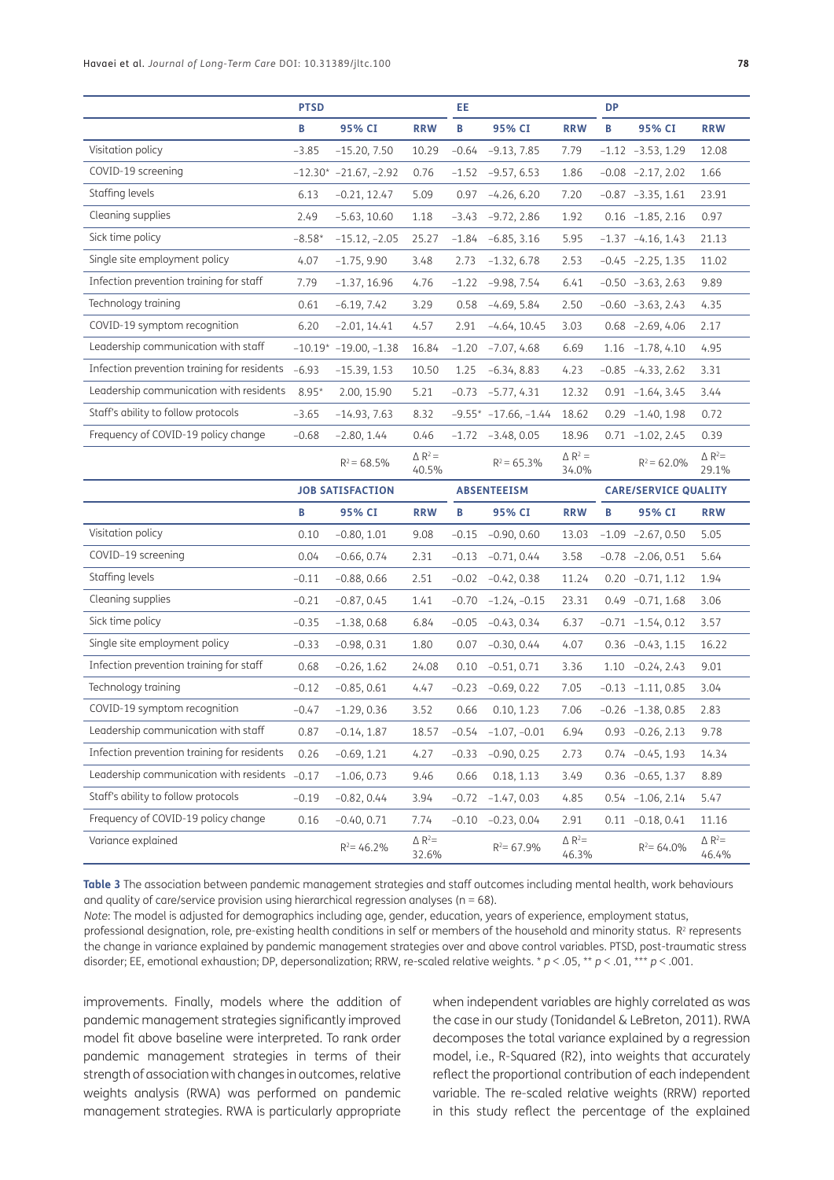| | PTSD | | | EE | | | DP | | |
|---|---|---|---|---|---|---|---|---|---|
| | B | 95% CI | RRW | B | 95% CI | RRW | B | 95% CI | RRW |
| Visitation policy | −3.85 | −15.20, 7.50 | 10.29 | −0.64 | −9.13, 7.85 | 7.79 | −1.12 | −3.53, 1.29 | 12.08 |
| COVID-19 screening | −12.30* | −21.67, −2.92 | 0.76 | −1.52 | −9.57, 6.53 | 1.86 | −0.08 | −2.17, 2.02 | 1.66 |
| Staffing levels | 6.13 | −0.21, 12.47 | 5.09 | 0.97 | −4.26, 6.20 | 7.20 | −0.87 | −3.35, 1.61 | 23.91 |
| Cleaning supplies | 2.49 | −5.63, 10.60 | 1.18 | −3.43 | −9.72, 2.86 | 1.92 | 0.16 | −1.85, 2.16 | 0.97 |
| Sick time policy | −8.58* | −15.12, −2.05 | 25.27 | −1.84 | −6.85, 3.16 | 5.95 | −1.37 | −4.16, 1.43 | 21.13 |
| Single site employment policy | 4.07 | −1.75, 9.90 | 3.48 | 2.73 | −1.32, 6.78 | 2.53 | −0.45 | −2.25, 1.35 | 11.02 |
| Infection prevention training for staff | 7.79 | −1.37, 16.96 | 4.76 | −1.22 | −9.98, 7.54 | 6.41 | −0.50 | −3.63, 2.63 | 9.89 |
| Technology training | 0.61 | −6.19, 7.42 | 3.29 | 0.58 | −4.69, 5.84 | 2.50 | −0.60 | −3.63, 2.43 | 4.35 |
| COVID-19 symptom recognition | 6.20 | −2.01, 14.41 | 4.57 | 2.91 | −4.64, 10.45 | 3.03 | 0.68 | −2.69, 4.06 | 2.17 |
| Leadership communication with staff | −10.19* | −19.00, −1.38 | 16.84 | −1.20 | −7.07, 4.68 | 6.69 | 1.16 | −1.78, 4.10 | 4.95 |
| Infection prevention training for residents | −6.93 | −15.39, 1.53 | 10.50 | 1.25 | −6.34, 8.83 | 4.23 | −0.85 | −4.33, 2.62 | 3.31 |
| Leadership communication with residents | 8.95* | 2.00, 15.90 | 5.21 | −0.73 | −5.77, 4.31 | 12.32 | 0.91 | −1.64, 3.45 | 3.44 |
| Staff's ability to follow protocols | −3.65 | −14.93, 7.63 | 8.32 | −9.55* | −17.66, −1.44 | 18.62 | 0.29 | −1.40, 1.98 | 0.72 |
| Frequency of COVID-19 policy change | −0.68 | −2.80, 1.44 | 0.46 | −1.72 | −3.48, 0.05 | 18.96 | 0.71 | −1.02, 2.45 | 0.39 |
| | | $R^2$ = 68.5% | $\Delta R^2$ = 40.5% | | $R^2$ = 65.3% | $\Delta R^2$ = 34.0% | | $R^2$ = 62.0% | $\Delta R^2$= 29.1% |
| | **JOB SATISFACTION** | | | **ABSENTEEISM** | | | **CARE/SERVICE QUALITY** | | |
| | B | 95% CI | RRW | B | 95% CI | RRW | B | 95% CI | RRW |
| Visitation policy | 0.10 | −0.80, 1.01 | 9.08 | −0.15 | −0.90, 0.60 | 13.03 | −1.09 | −2.67, 0.50 | 5.05 |
| COVID-19 screening | 0.04 | −0.66, 0.74 | 2.31 | −0.13 | −0.71, 0.44 | 3.58 | −0.78 | −2.06, 0.51 | 5.64 |
| Staffing levels | −0.11 | −0.88, 0.66 | 2.51 | −0.02 | −0.42, 0.38 | 11.24 | 0.20 | −0.71, 1.12 | 1.94 |
| Cleaning supplies | −0.21 | −0.87, 0.45 | 1.41 | −0.70 | −1.24, −0.15 | 23.31 | 0.49 | −0.71, 1.68 | 3.06 |
| Sick time policy | −0.35 | −1.38, 0.68 | 6.84 | −0.05 | −0.43, 0.34 | 6.37 | −0.71 | −1.54, 0.12 | 3.57 |
| Single site employment policy | −0.33 | −0.98, 0.31 | 1.80 | 0.07 | −0.30, 0.44 | 4.07 | 0.36 | −0.43, 1.15 | 16.22 |
| Infection prevention training for staff | 0.68 | −0.26, 1.62 | 24.08 | 0.10 | −0.51, 0.71 | 3.36 | 1.10 | −0.24, 2.43 | 9.01 |
| Technology training | −0.12 | −0.85, 0.61 | 4.47 | −0.23 | −0.69, 0.22 | 7.05 | −0.13 | −1.11, 0.85 | 3.04 |
| COVID-19 symptom recognition | −0.47 | −1.29, 0.36 | 3.52 | 0.66 | 0.10, 1.23 | 7.06 | −0.26 | −1.38, 0.85 | 2.83 |
| Leadership communication with staff | 0.87 | −0.14, 1.87 | 18.57 | −0.54 | −1.07, −0.01 | 6.94 | 0.93 | −0.26, 2.13 | 9.78 |
| Infection prevention training for residents | 0.26 | −0.69, 1.21 | 4.27 | −0.33 | −0.90, 0.25 | 2.73 | 0.74 | −0.45, 1.93 | 14.34 |
| Leadership communication with residents | −0.17 | −1.06, 0.73 | 9.46 | 0.66 | 0.18, 1.13 | 3.49 | 0.36 | −0.65, 1.37 | 8.89 |
| Staff's ability to follow protocols | −0.19 | −0.82, 0.44 | 3.94 | −0.72 | −1.47, 0.03 | 4.85 | 0.54 | −1.06, 2.14 | 5.47 |
| Frequency of COVID-19 policy change | 0.16 | −0.40, 0.71 | 7.74 | −0.10 | −0.23, 0.04 | 2.91 | 0.11 | −0.18, 0.41 | 11.16 |
| Variance explained | | $R^2$= 46.2% | $\Delta R^2$= 32.6% | | $R^2$= 67.9% | $\Delta R^2$= 46.3% | | $R^2$= 64.0% | $\Delta R^2$= 46.4% |

**Table 3** The association between pandemic management strategies and staff outcomes including mental health, work behaviours and quality of care/service provision using hierarchical regression analyses (n = 68).

*Note*: The model is adjusted for demographics including age, gender, education, years of experience, employment status, professional designation, role, pre-existing health conditions in self or members of the household and minority status. $R^2$ represents the change in variance explained by pandemic management strategies over and above control variables. PTSD, post-traumatic stress disorder; EE, emotional exhaustion; DP, depersonalization; RRW, re-scaled relative weights. * $p < .05$, ** $p < .01$, *** $p < .001$.

improvements. Finally, models where the addition of pandemic management strategies significantly improved model fit above baseline were interpreted. To rank order pandemic management strategies in terms of their strength of association with changes in outcomes, relative weights analysis (RWA) was performed on pandemic management strategies. RWA is particularly appropriate when independent variables are highly correlated as was the case in our study (Tonidandel & LeBreton, 2011). RWA decomposes the total variance explained by a regression model, i.e., R-Squared ($R^2$) into weights that accurately reflect the proportional contribution of each independent variable. The re-scaled relative weights (RRW) reported in this study reflect the percentage of the explained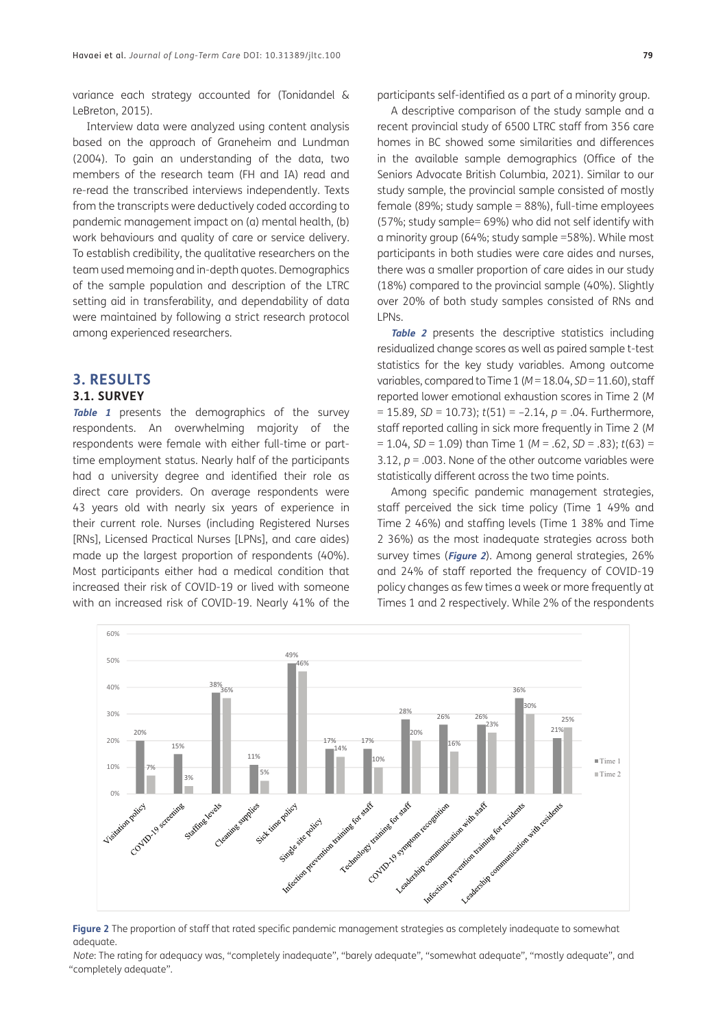variance each strategy accounted for (Tonidandel & LeBreton, 2015).

Interview data were analyzed using content analysis based on the approach of Graneheim and Lundman (2004). To gain an understanding of the data, two members of the research team (FH and IA) read and re-read the transcribed interviews independently. Texts from the transcripts were deductively coded according to pandemic management impact on (a) mental health, (b) work behaviours and quality of care or service delivery. To establish credibility, the qualitative researchers on the team used memoing and in-depth quotes. Demographics of the sample population and description of the LTRC setting aid in transferability, and dependability of data were maintained by following a strict research protocol among experienced researchers.

## 3. RESULTS

### 3.1. SURVEY

**Table 1** presents the demographics of the survey respondents. An overwhelming majority of the respondents were female with either full-time or part-time employment status. Nearly half of the participants had a university degree and identified their role as direct care providers. On average respondents were 43 years old with nearly six years of experience in their current role. Nurses (including Registered Nurses [RNs], Licensed Practical Nurses [LPNs], and care aides) made up the largest proportion of respondents (40%). Most participants either had a medical condition that increased their risk of COVID-19 or lived with someone with an increased risk of COVID-19. Nearly 41% of the participants self-identified as a part of a minority group.

A descriptive comparison of the study sample and a recent provincial study of 6500 LTRC staff from 356 care homes in BC showed some similarities and differences in the available sample demographics (Office of the Seniors Advocate British Columbia, 2021). Similar to our study sample, the provincial sample consisted of mostly female (89%; study sample = 88%), full-time employees (57%; study sample= 69%) who did not self identify with a minority group (64%; study sample =58%). While most participants in both studies were care aides and nurses, there was a smaller proportion of care aides in our study (18%) compared to the provincial sample (40%). Slightly over 20% of both study samples consisted of RNs and LPNs.

**Table 2** presents the descriptive statistics including residualized change scores as well as paired sample t-test statistics for the key study variables. Among outcome variables, compared to Time 1 ($M$ = 18.04, $SD$ = 11.60), staff reported lower emotional exhaustion scores in Time 2 ($M$ = 15.89, $SD$ = 10.73); $t(51) = -2.14$, $p = .04$. Furthermore, staff reported calling in sick more frequently in Time 2 ($M$ = 1.04, $SD$ = 1.09) than Time 1 ($M$ = .62, $SD$ = .83); $t(63) = 3.12$, $p = .003$. None of the other outcome variables were statistically different across the two time points.

Among specific pandemic management strategies, staff perceived the sick time policy (Time 1 49% and Time 2 46%) and staffing levels (Time 1 38% and Time 2 36%) as the most inadequate strategies across both survey times (**Figure 2**). Among general strategies, 26% and 24% of staff reported the frequency of COVID-19 policy changes as few times a week or more frequently at Times 1 and 2 respectively. While 2% of the respondents

| Strategy | Time 1 | Time 2 |
|---|---|---|
| Visitation policy | 20% | 7% |
| COVID-19 screening | 15% | 3% |
| Staffing levels | 38% | 36% |
| Cleaning supplies | 11% | 5% |
| Sick time policy | 49% | 46% |
| Single site policy | 17% | 14% |
| Infection prevention training for staff | 17% | 10% |
| Technology training for staff | 28% | 20% |
| COVID-19 symptom recognition | 26% | 16% |
| Leadership communication with staff | 26% | 23% |
| Infection prevention training for residents | 36% | 30% |
| Leadership communication with residents | 21% | 25% |

**Figure 2** The proportion of staff that rated specific pandemic management strategies as completely inadequate to somewhat adequate.

*Note*: The rating for adequacy was, "completely inadequate", "barely adequate", "somewhat adequate", "mostly adequate", and "completely adequate".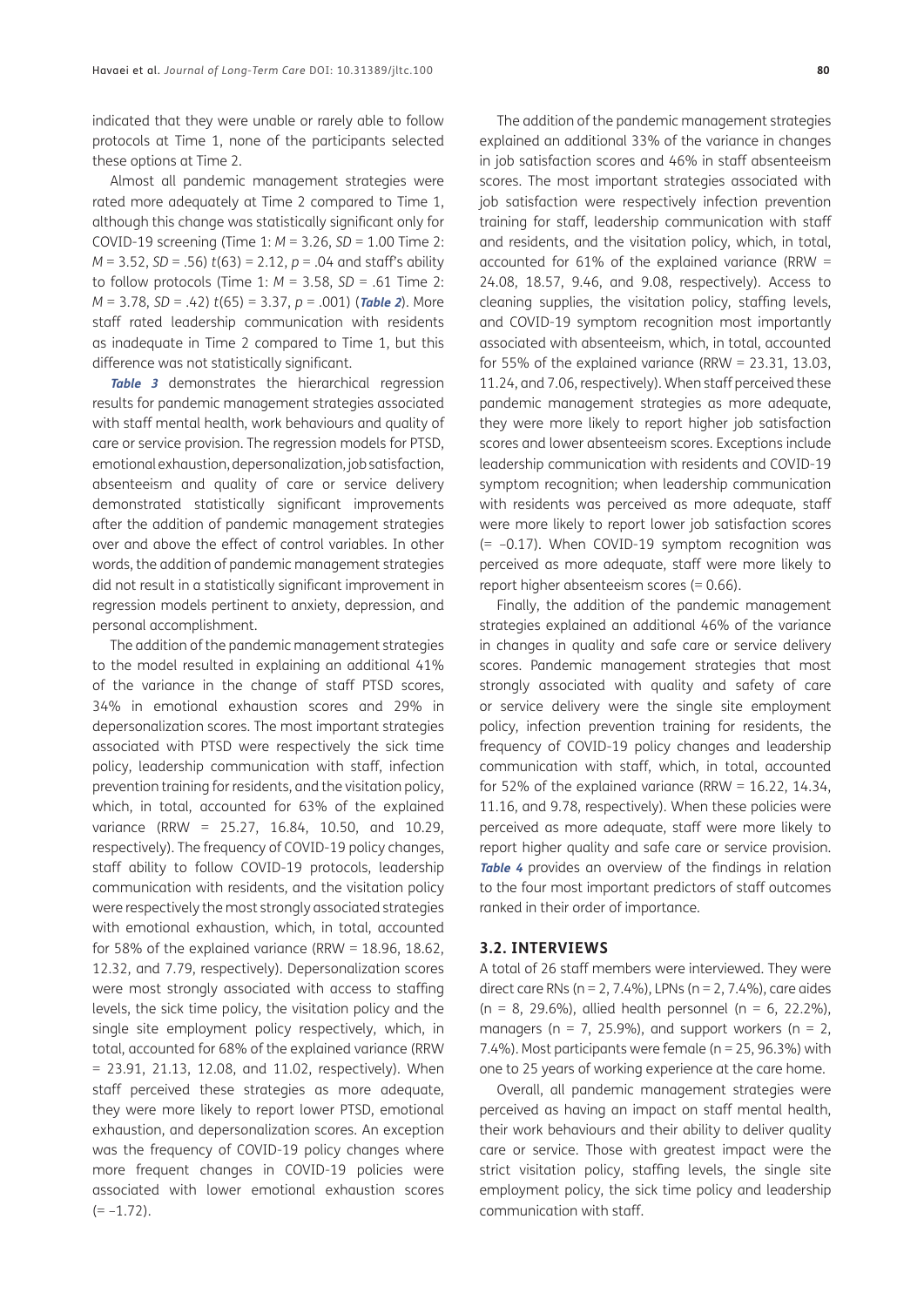indicated that they were unable or rarely able to follow protocols at Time 1, none of the participants selected these options at Time 2.

Almost all pandemic management strategies were rated more adequately at Time 2 compared to Time 1, although this change was statistically significant only for COVID-19 screening (Time 1: $M = 3.26$, $SD = 1.00$ Time 2: $M = 3.52$, $SD = .56$) $t(63) = 2.12$, $p = .04$ and staff's ability to follow protocols (Time 1: $M = 3.58$, $SD = .61$ Time 2: $M = 3.78$, $SD = .42$) $t(65) = 3.37$, $p = .001$) (**Table 2**). More staff rated leadership communication with residents as inadequate in Time 2 compared to Time 1, but this difference was not statistically significant.

**Table 3** demonstrates the hierarchical regression results for pandemic management strategies associated with staff mental health, work behaviours and quality of care or service provision. The regression models for PTSD, emotional exhaustion, depersonalization, job satisfaction, absenteeism and quality of care or service delivery demonstrated statistically significant improvements after the addition of pandemic management strategies over and above the effect of control variables. In other words, the addition of pandemic management strategies did not result in a statistically significant improvement in regression models pertinent to anxiety, depression, and personal accomplishment.

The addition of the pandemic management strategies to the model resulted in explaining an additional 41% of the variance in the change of staff PTSD scores, 34% in emotional exhaustion scores and 29% in depersonalization scores. The most important strategies associated with PTSD were respectively the sick time policy, leadership communication with staff, infection prevention training for residents, and the visitation policy, which, in total, accounted for 63% of the explained variance (RRW = 25.27, 16.84, 10.50, and 10.29, respectively). The frequency of COVID-19 policy changes, staff ability to follow COVID-19 protocols, leadership communication with residents, and the visitation policy were respectively the most strongly associated strategies with emotional exhaustion, which, in total, accounted for 58% of the explained variance (RRW = 18.96, 18.62, 12.32, and 7.79, respectively). Depersonalization scores were most strongly associated with access to staffing levels, the sick time policy, the visitation policy and the single site employment policy respectively, which, in total, accounted for 68% of the explained variance (RRW = 23.91, 21.13, 12.08, and 11.02, respectively). When staff perceived these strategies as more adequate, they were more likely to report lower PTSD, emotional exhaustion, and depersonalization scores. An exception was the frequency of COVID-19 policy changes where more frequent changes in COVID-19 policies were associated with lower emotional exhaustion scores (= –1.72).

The addition of the pandemic management strategies explained an additional 33% of the variance in changes in job satisfaction scores and 46% in staff absenteeism scores. The most important strategies associated with job satisfaction were respectively infection prevention training for staff, leadership communication with staff and residents, and the visitation policy, which, in total, accounted for 61% of the explained variance (RRW = 24.08, 18.57, 9.46, and 9.08, respectively). Access to cleaning supplies, the visitation policy, staffing levels, and COVID-19 symptom recognition most importantly associated with absenteeism, which, in total, accounted for 55% of the explained variance (RRW = 23.31, 13.03, 11.24, and 7.06, respectively). When staff perceived these pandemic management strategies as more adequate, they were more likely to report higher job satisfaction scores and lower absenteeism scores. Exceptions include leadership communication with residents and COVID-19 symptom recognition; when leadership communication with residents was perceived as more adequate, staff were more likely to report lower job satisfaction scores (= –0.17). When COVID-19 symptom recognition was perceived as more adequate, staff were more likely to report higher absenteeism scores (= 0.66).

Finally, the addition of the pandemic management strategies explained an additional 46% of the variance in changes in quality and safe care or service delivery scores. Pandemic management strategies that most strongly associated with quality and safety of care or service delivery were the single site employment policy, infection prevention training for residents, the frequency of COVID-19 policy changes and leadership communication with staff, which, in total, accounted for 52% of the explained variance (RRW = 16.22, 14.34, 11.16, and 9.78, respectively). When these policies were perceived as more adequate, staff were more likely to report higher quality and safe care or service provision. **Table 4** provides an overview of the findings in relation to the four most important predictors of staff outcomes ranked in their order of importance.

### 3.2. INTERVIEWS

A total of 26 staff members were interviewed. They were direct care RNs (n = 2, 7.4%), LPNs (n = 2, 7.4%), care aides (n = 8, 29.6%), allied health personnel (n = 6, 22.2%), managers (n = 7, 25.9%), and support workers (n = 2, 7.4%). Most participants were female (n = 25, 96.3%) with one to 25 years of working experience at the care home.

Overall, all pandemic management strategies were perceived as having an impact on staff mental health, their work behaviours and their ability to deliver quality care or service. Those with greatest impact were the strict visitation policy, staffing levels, the single site employment policy, the sick time policy and leadership communication with staff.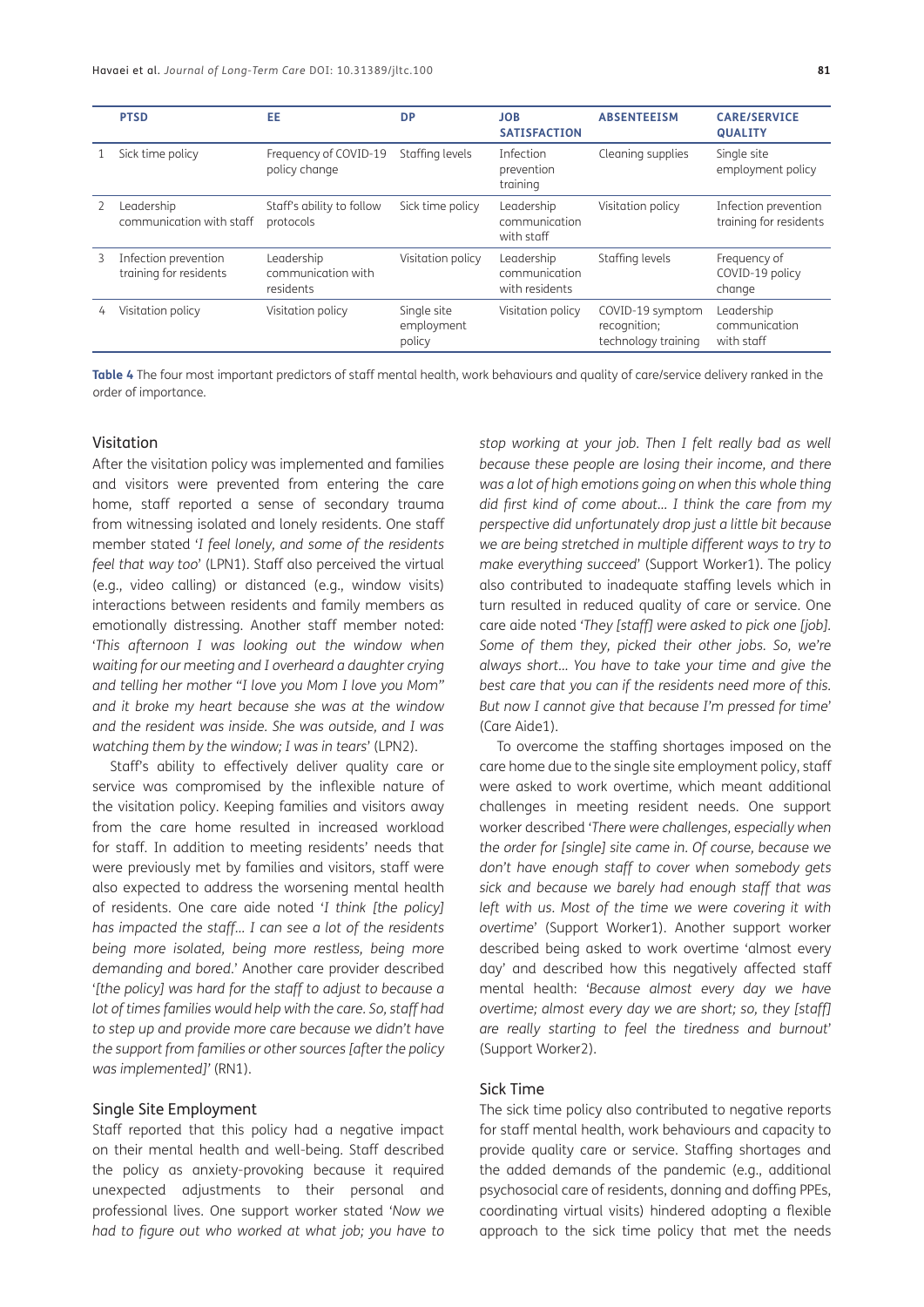| | PTSD | EE | DP | JOB SATISFACTION | ABSENTEEISM | CARE/SERVICE QUALITY |
|---|---|---|---|---|---|---|
| 1 | Sick time policy | Frequency of COVID-19 policy change | Staffing levels | Infection prevention training | Cleaning supplies | Single site employment policy |
| 2 | Leadership communication with staff | Staff's ability to follow protocols | Sick time policy | Leadership communication with staff | Visitation policy | Infection prevention training for residents |
| 3 | Infection prevention training for residents | Leadership communication with residents | Visitation policy | Leadership communication with residents | Staffing levels | Frequency of COVID-19 policy change |
| 4 | Visitation policy | Visitation policy | Single site employment policy | Visitation policy | COVID-19 symptom recognition; technology training | Leadership communication with staff |

**Table 4** The four most important predictors of staff mental health, work behaviours and quality of care/service delivery ranked in the order of importance.

### Visitation

After the visitation policy was implemented and families and visitors were prevented from entering the care home, staff reported a sense of secondary trauma from witnessing isolated and lonely residents. One staff member stated '*I feel lonely, and some of the residents feel that way too*' (LPN1). Staff also perceived the virtual (e.g., video calling) or distanced (e.g., window visits) interactions between residents and family members as emotionally distressing. Another staff member noted: '*This afternoon I was looking out the window when waiting for our meeting and I overheard a daughter crying and telling her mother "I love you Mom I love you Mom" and it broke my heart because she was at the window and the resident was inside. She was outside, and I was watching them by the window; I was in tears*' (LPN2).

Staff's ability to effectively deliver quality care or service was compromised by the inflexible nature of the visitation policy. Keeping families and visitors away from the care home resulted in increased workload for staff. In addition to meeting residents' needs that were previously met by families and visitors, staff were also expected to address the worsening mental health of residents. One care aide noted '*I think [the policy] has impacted the staff… I can see a lot of the residents being more isolated, being more restless, being more demanding and bored*.' Another care provider described '*[the policy] was hard for the staff to adjust to because a lot of times families would help with the care. So, staff had to step up and provide more care because we didn't have the support from families or other sources [after the policy was implemented]*' (RN1).

### Single Site Employment

Staff reported that this policy had a negative impact on their mental health and well-being. Staff described the policy as anxiety-provoking because it required unexpected adjustments to their personal and professional lives. One support worker stated '*Now we had to figure out who worked at what job; you have to stop working at your job. Then I felt really bad as well because these people are losing their income, and there was a lot of high emotions going on when this whole thing did first kind of come about… I think the care from my perspective did unfortunately drop just a little bit because we are being stretched in multiple different ways to try to make everything succeed*' (Support Worker1). The policy also contributed to inadequate staffing levels which in turn resulted in reduced quality of care or service. One care aide noted '*They [staff] were asked to pick one [job]. Some of them they, picked their other jobs. So, we're always short… You have to take your time and give the best care that you can if the residents need more of this. But now I cannot give that because I'm pressed for time*' (Care Aide1).

To overcome the staffing shortages imposed on the care home due to the single site employment policy, staff were asked to work overtime, which meant additional challenges in meeting resident needs. One support worker described '*There were challenges, especially when the order for [single] site came in. Of course, because we don't have enough staff to cover when somebody gets sick and because we barely had enough staff that was left with us. Most of the time we were covering it with overtime*' (Support Worker1). Another support worker described being asked to work overtime 'almost every day' and described how this negatively affected staff mental health: '*Because almost every day we have overtime; almost every day we are short; so, they [staff] are really starting to feel the tiredness and burnout*' (Support Worker2).

### Sick Time

The sick time policy also contributed to negative reports for staff mental health, work behaviours and capacity to provide quality care or service. Staffing shortages and the added demands of the pandemic (e.g., additional psychosocial care of residents, donning and doffing PPEs, coordinating virtual visits) hindered adopting a flexible approach to the sick time policy that met the needs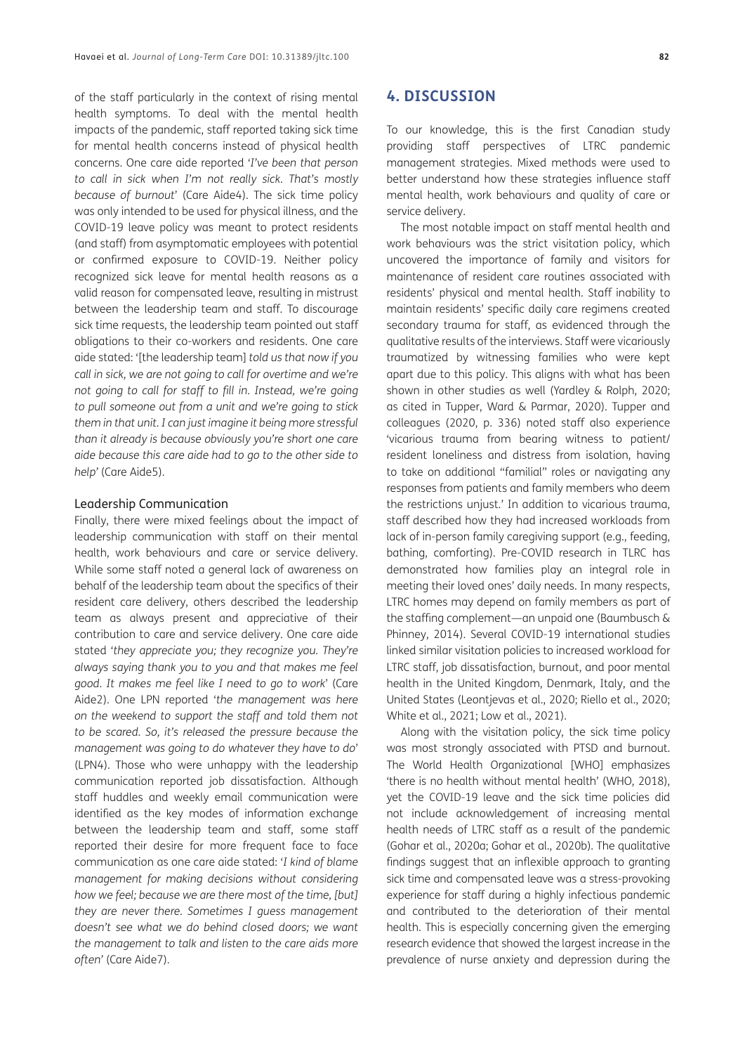of the staff particularly in the context of rising mental health symptoms. To deal with the mental health impacts of the pandemic, staff reported taking sick time for mental health concerns instead of physical health concerns. One care aide reported '*I've been that person to call in sick when I'm not really sick. That's mostly because of burnout*' (Care Aide4). The sick time policy was only intended to be used for physical illness, and the COVID-19 leave policy was meant to protect residents (and staff) from asymptomatic employees with potential or confirmed exposure to COVID-19. Neither policy recognized sick leave for mental health reasons as a valid reason for compensated leave, resulting in mistrust between the leadership team and staff. To discourage sick time requests, the leadership team pointed out staff obligations to their co-workers and residents. One care aide stated: '[the leadership team] *told us that now if you call in sick, we are not going to call for overtime and we're not going to call for staff to fill in. Instead, we're going to pull someone out from a unit and we're going to stick them in that unit. I can just imagine it being more stressful than it already is because obviously you're short one care aide because this care aide had to go to the other side to help*' (Care Aide5).

### Leadership Communication

Finally, there were mixed feelings about the impact of leadership communication with staff on their mental health, work behaviours and care or service delivery. While some staff noted a general lack of awareness on behalf of the leadership team about the specifics of their resident care delivery, others described the leadership team as always present and appreciative of their contribution to care and service delivery. One care aide stated '*they appreciate you; they recognize you. They're always saying thank you to you and that makes me feel good. It makes me feel like I need to go to work*' (Care Aide2). One LPN reported '*the management was here on the weekend to support the staff and told them not to be scared. So, it's released the pressure because the management was going to do whatever they have to do*' (LPN4). Those who were unhappy with the leadership communication reported job dissatisfaction. Although staff huddles and weekly email communication were identified as the key modes of information exchange between the leadership team and staff, some staff reported their desire for more frequent face to face communication as one care aide stated: '*I kind of blame management for making decisions without considering how we feel; because we are there most of the time, [but] they are never there. Sometimes I guess management doesn't see what we do behind closed doors; we want the management to talk and listen to the care aids more often*' (Care Aide7).

## 4. DISCUSSION

To our knowledge, this is the first Canadian study providing staff perspectives of LTRC pandemic management strategies. Mixed methods were used to better understand how these strategies influence staff mental health, work behaviours and quality of care or service delivery.

The most notable impact on staff mental health and work behaviours was the strict visitation policy, which uncovered the importance of family and visitors for maintenance of resident care routines associated with residents' physical and mental health. Staff inability to maintain residents' specific daily care regimens created secondary trauma for staff, as evidenced through the qualitative results of the interviews. Staff were vicariously traumatized by witnessing families who were kept apart due to this policy. This aligns with what has been shown in other studies as well (Yardley & Rolph, 2020; as cited in Tupper, Ward & Parmar, 2020). Tupper and colleagues (2020, p. 336) noted staff also experience 'vicarious trauma from bearing witness to patient/resident loneliness and distress from isolation, having to take on additional "familial" roles or navigating any responses from patients and family members who deem the restrictions unjust.' In addition to vicarious trauma, staff described how they had increased workloads from lack of in-person family caregiving support (e.g., feeding, bathing, comforting). Pre-COVID research in TLRC has demonstrated how families play an integral role in meeting their loved ones' daily needs. In many respects, LTRC homes may depend on family members as part of the staffing complement—an unpaid one (Baumbusch & Phinney, 2014). Several COVID-19 international studies linked similar visitation policies to increased workload for LTRC staff, job dissatisfaction, burnout, and poor mental health in the United Kingdom, Denmark, Italy, and the United States (Leontjevas et al., 2020; Riello et al., 2020; White et al., 2021; Low et al., 2021).

Along with the visitation policy, the sick time policy was most strongly associated with PTSD and burnout. The World Health Organizational [WHO] emphasizes 'there is no health without mental health' (WHO, 2018), yet the COVID-19 leave and the sick time policies did not include acknowledgement of increasing mental health needs of LTRC staff as a result of the pandemic (Gohar et al., 2020a; Gohar et al., 2020b). The qualitative findings suggest that an inflexible approach to granting sick time and compensated leave was a stress-provoking experience for staff during a highly infectious pandemic and contributed to the deterioration of their mental health. This is especially concerning given the emerging research evidence that showed the largest increase in the prevalence of nurse anxiety and depression during the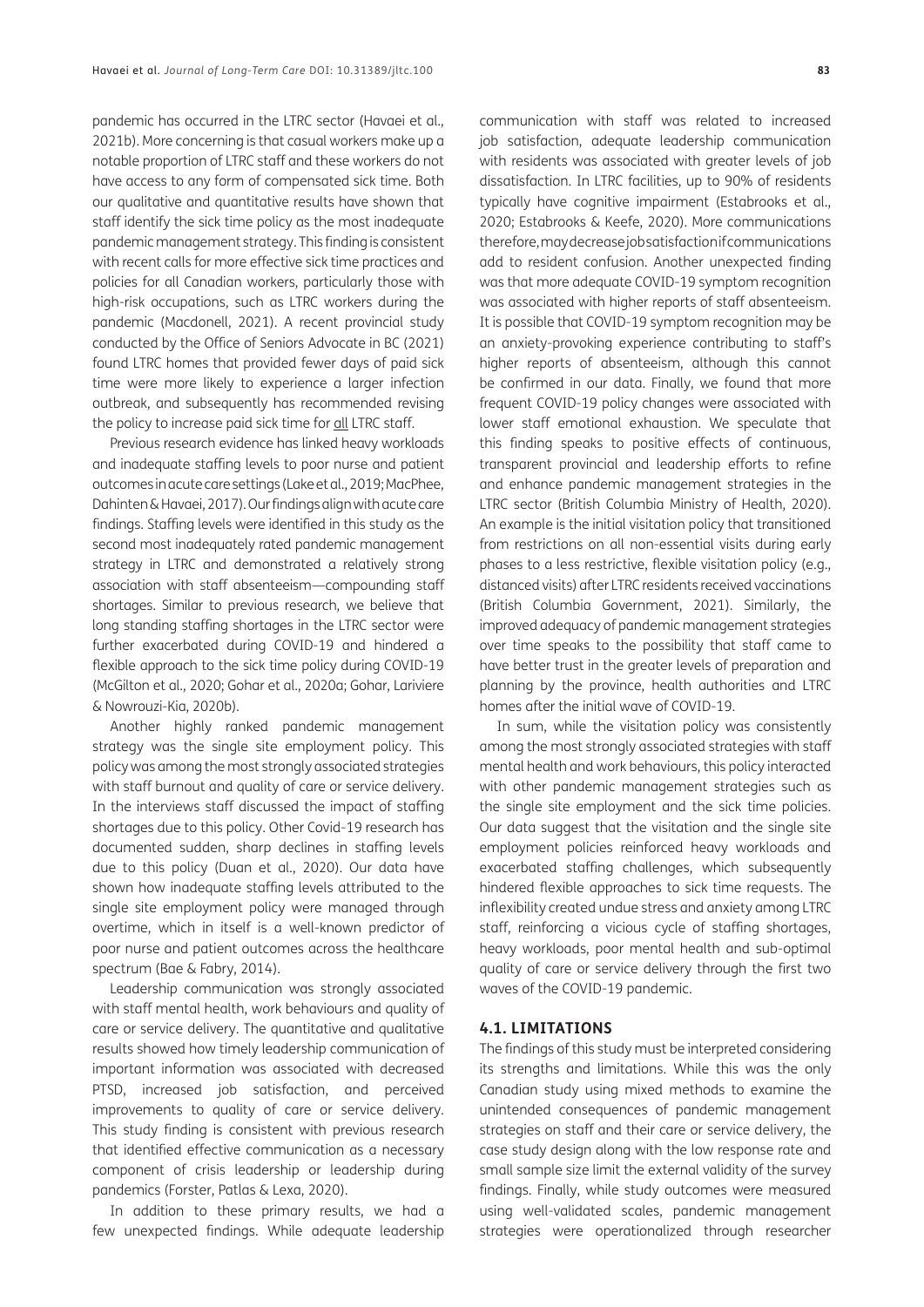pandemic has occurred in the LTRC sector (Havaei et al., 2021b). More concerning is that casual workers make up a notable proportion of LTRC staff and these workers do not have access to any form of compensated sick time. Both our qualitative and quantitative results have shown that staff identify the sick time policy as the most inadequate pandemic management strategy. This finding is consistent with recent calls for more effective sick time practices and policies for all Canadian workers, particularly those with high-risk occupations, such as LTRC workers during the pandemic (Macdonell, 2021). A recent provincial study conducted by the Office of Seniors Advocate in BC (2021) found LTRC homes that provided fewer days of paid sick time were more likely to experience a larger infection outbreak, and subsequently has recommended revising the policy to increase paid sick time for all LTRC staff.

Previous research evidence has linked heavy workloads and inadequate staffing levels to poor nurse and patient outcomes in acute care settings (Lake et al., 2019; MacPhee, Dahinten & Havaei, 2017). Our findings align with acute care findings. Staffing levels were identified in this study as the second most inadequately rated pandemic management strategy in LTRC and demonstrated a relatively strong association with staff absenteeism—compounding staff shortages. Similar to previous research, we believe that long standing staffing shortages in the LTRC sector were further exacerbated during COVID-19 and hindered a flexible approach to the sick time policy during COVID-19 (McGilton et al., 2020; Gohar et al., 2020a; Gohar, Lariviere & Nowrouzi-Kia, 2020b).

Another highly ranked pandemic management strategy was the single site employment policy. This policy was among the most strongly associated strategies with staff burnout and quality of care or service delivery. In the interviews staff discussed the impact of staffing shortages due to this policy. Other Covid-19 research has documented sudden, sharp declines in staffing levels due to this policy (Duan et al., 2020). Our data have shown how inadequate staffing levels attributed to the single site employment policy were managed through overtime, which in itself is a well-known predictor of poor nurse and patient outcomes across the healthcare spectrum (Bae & Fabry, 2014).

Leadership communication was strongly associated with staff mental health, work behaviours and quality of care or service delivery. The quantitative and qualitative results showed how timely leadership communication of important information was associated with decreased PTSD, increased job satisfaction, and perceived improvements to quality of care or service delivery. This study finding is consistent with previous research that identified effective communication as a necessary component of crisis leadership or leadership during pandemics (Forster, Patlas & Lexa, 2020).

In addition to these primary results, we had a few unexpected findings. While adequate leadership communication with staff was related to increased job satisfaction, adequate leadership communication with residents was associated with greater levels of job dissatisfaction. In LTRC facilities, up to 90% of residents typically have cognitive impairment (Estabrooks et al., 2020; Estabrooks & Keefe, 2020). More communications therefore, may decrease job satisfaction if communications add to resident confusion. Another unexpected finding was that more adequate COVID-19 symptom recognition was associated with higher reports of staff absenteeism. It is possible that COVID-19 symptom recognition may be an anxiety-provoking experience contributing to staff's higher reports of absenteeism, although this cannot be confirmed in our data. Finally, we found that more frequent COVID-19 policy changes were associated with lower staff emotional exhaustion. We speculate that this finding speaks to positive effects of continuous, transparent provincial and leadership efforts to refine and enhance pandemic management strategies in the LTRC sector (British Columbia Ministry of Health, 2020). An example is the initial visitation policy that transitioned from restrictions on all non-essential visits during early phases to a less restrictive, flexible visitation policy (e.g., distanced visits) after LTRC residents received vaccinations (British Columbia Government, 2021). Similarly, the improved adequacy of pandemic management strategies over time speaks to the possibility that staff came to have better trust in the greater levels of preparation and planning by the province, health authorities and LTRC homes after the initial wave of COVID-19.

In sum, while the visitation policy was consistently among the most strongly associated strategies with staff mental health and work behaviours, this policy interacted with other pandemic management strategies such as the single site employment and the sick time policies. Our data suggest that the visitation and the single site employment policies reinforced heavy workloads and exacerbated staffing challenges, which subsequently hindered flexible approaches to sick time requests. The inflexibility created undue stress and anxiety among LTRC staff, reinforcing a vicious cycle of staffing shortages, heavy workloads, poor mental health and sub-optimal quality of care or service delivery through the first two waves of the COVID-19 pandemic.

### 4.1. LIMITATIONS

The findings of this study must be interpreted considering its strengths and limitations. While this was the only Canadian study using mixed methods to examine the unintended consequences of pandemic management strategies on staff and their care or service delivery, the case study design along with the low response rate and small sample size limit the external validity of the survey findings. Finally, while study outcomes were measured using well-validated scales, pandemic management strategies were operationalized through researcher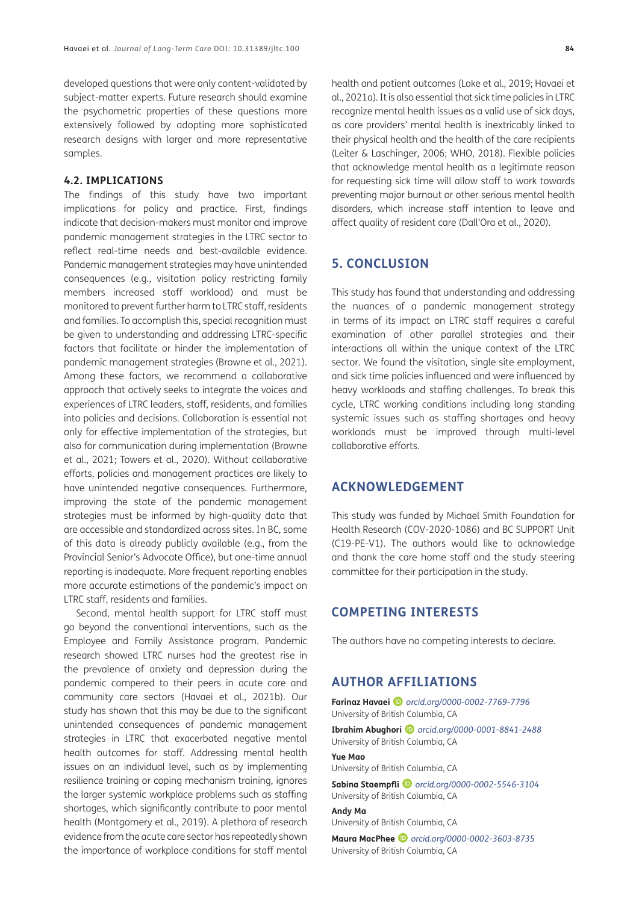developed questions that were only content-validated by subject-matter experts. Future research should examine the psychometric properties of these questions more extensively followed by adopting more sophisticated research designs with larger and more representative samples.

### 4.2. IMPLICATIONS

The findings of this study have two important implications for policy and practice. First, findings indicate that decision-makers must monitor and improve pandemic management strategies in the LTRC sector to reflect real-time needs and best-available evidence. Pandemic management strategies may have unintended consequences (e.g., visitation policy restricting family members increased staff workload) and must be monitored to prevent further harm to LTRC staff, residents and families. To accomplish this, special recognition must be given to understanding and addressing LTRC-specific factors that facilitate or hinder the implementation of pandemic management strategies (Browne et al., 2021). Among these factors, we recommend a collaborative approach that actively seeks to integrate the voices and experiences of LTRC leaders, staff, residents, and families into policies and decisions. Collaboration is essential not only for effective implementation of the strategies, but also for communication during implementation (Browne et al., 2021; Towers et al., 2020). Without collaborative efforts, policies and management practices are likely to have unintended negative consequences. Furthermore, improving the state of the pandemic management strategies must be informed by high-quality data that are accessible and standardized across sites. In BC, some of this data is already publicly available (e.g., from the Provincial Senior's Advocate Office), but one-time annual reporting is inadequate. More frequent reporting enables more accurate estimations of the pandemic's impact on LTRC staff, residents and families.

Second, mental health support for LTRC staff must go beyond the conventional interventions, such as the Employee and Family Assistance program. Pandemic research showed LTRC nurses had the greatest rise in the prevalence of anxiety and depression during the pandemic compered to their peers in acute care and community care sectors (Havaei et al., 2021b). Our study has shown that this may be due to the significant unintended consequences of pandemic management strategies in LTRC that exacerbated negative mental health outcomes for staff. Addressing mental health issues on an individual level, such as by implementing resilience training or coping mechanism training, ignores the larger systemic workplace problems such as staffing shortages, which significantly contribute to poor mental health (Montgomery et al., 2019). A plethora of research evidence from the acute care sector has repeatedly shown the importance of workplace conditions for staff mental health and patient outcomes (Lake et al., 2019; Havaei et al., 2021a). It is also essential that sick time policies in LTRC recognize mental health issues as a valid use of sick days, as care providers' mental health is inextricably linked to their physical health and the health of the care recipients (Leiter & Laschinger, 2006; WHO, 2018). Flexible policies that acknowledge mental health as a legitimate reason for requesting sick time will allow staff to work towards preventing major burnout or other serious mental health disorders, which increase staff intention to leave and affect quality of resident care (Dall'Ora et al., 2020).

## 5. CONCLUSION

This study has found that understanding and addressing the nuances of a pandemic management strategy in terms of its impact on LTRC staff requires a careful examination of other parallel strategies and their interactions all within the unique context of the LTRC sector. We found the visitation, single site employment, and sick time policies influenced and were influenced by heavy workloads and staffing challenges. To break this cycle, LTRC working conditions including long standing systemic issues such as staffing shortages and heavy workloads must be improved through multi-level collaborative efforts.

## ACKNOWLEDGEMENT

This study was funded by Michael Smith Foundation for Health Research (COV-2020-1086) and BC SUPPORT Unit (C19-PE-V1). The authors would like to acknowledge and thank the care home staff and the study steering committee for their participation in the study.

## COMPETING INTERESTS

The authors have no competing interests to declare.

## AUTHOR AFFILIATIONS

**Farinaz Havaei** *orcid.org/0000-0002-7769-7796*
University of British Columbia, CA

**Ibrahim Abughori** *orcid.org/0000-0001-8841-2488*
University of British Columbia, CA

**Yue Mao**
University of British Columbia, CA

**Sabina Staempfli** *orcid.org/0000-0002-5546-3104*
University of British Columbia, CA

**Andy Ma**
University of British Columbia, CA

**Maura MacPhee** *orcid.org/0000-0002-3603-8735*
University of British Columbia, CA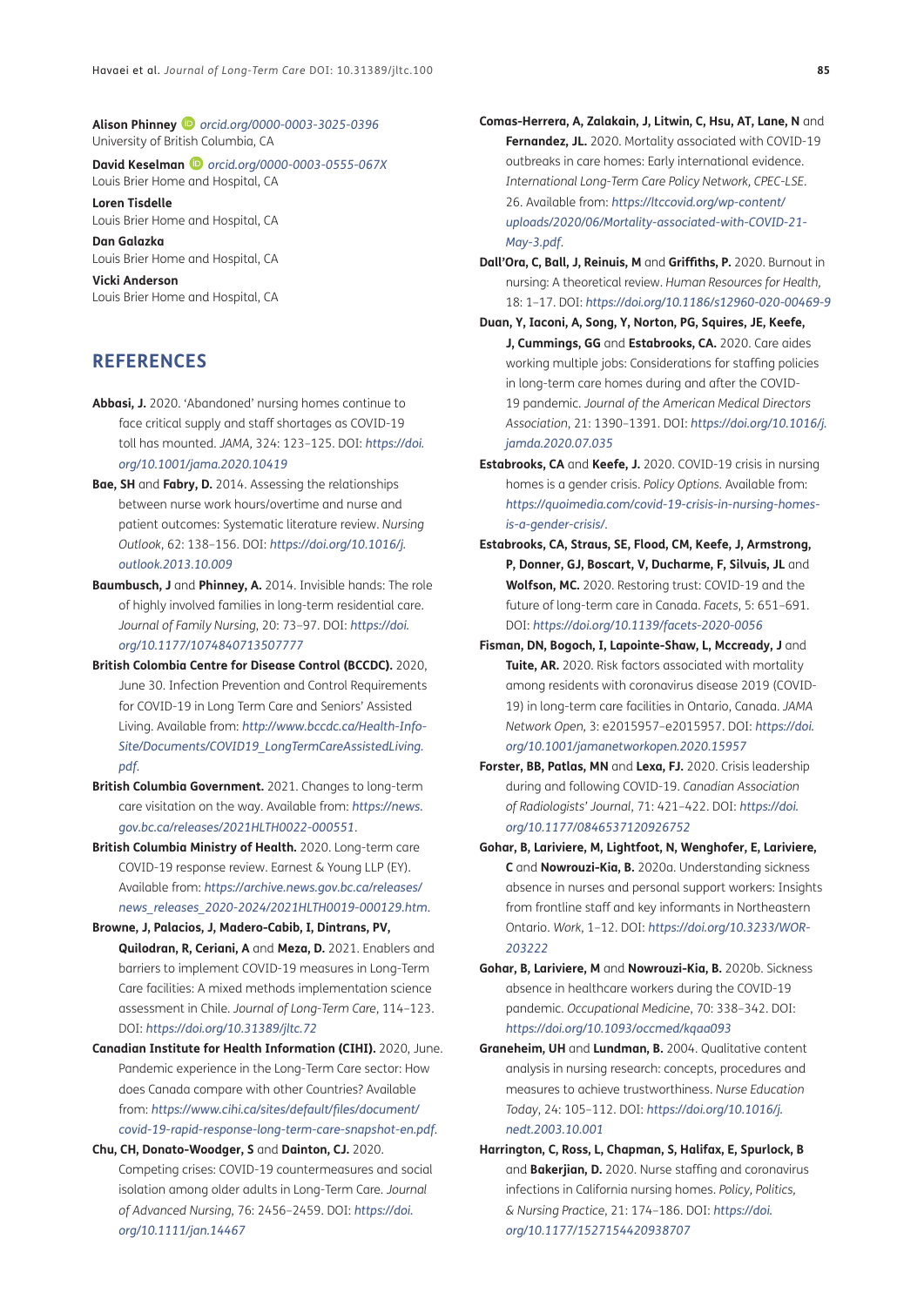**Alison Phinney** orcid.org/0000-0003-3025-0396
University of British Columbia, CA

**David Keselman** orcid.org/0000-0003-0555-067X
Louis Brier Home and Hospital, CA

**Loren Tisdelle**
Louis Brier Home and Hospital, CA

**Dan Galazka**
Louis Brier Home and Hospital, CA

**Vicki Anderson**
Louis Brier Home and Hospital, CA

## REFERENCES

**Abbasi, J.** 2020. 'Abandoned' nursing homes continue to face critical supply and staff shortages as COVID-19 toll has mounted. *JAMA*, 324: 123–125. DOI: *https://doi.org/10.1001/jama.2020.10419*

**Bae, SH** and **Fabry, D.** 2014. Assessing the relationships between nurse work hours/overtime and nurse and patient outcomes: Systematic literature review. *Nursing Outlook*, 62: 138–156. DOI: *https://doi.org/10.1016/j.outlook.2013.10.009*

**Baumbusch, J** and **Phinney, A.** 2014. Invisible hands: The role of highly involved families in long-term residential care. *Journal of Family Nursing*, 20: 73–97. DOI: *https://doi.org/10.1177/1074840713507777*

**British Colombia Centre for Disease Control (BCCDC).** 2020, June 30. Infection Prevention and Control Requirements for COVID-19 in Long Term Care and Seniors' Assisted Living. Available from: *http://www.bccdc.ca/Health-Info-Site/Documents/COVID19_LongTermCareAssistedLiving.pdf*.

**British Columbia Government.** 2021. Changes to long-term care visitation on the way. Available from: *https://news.gov.bc.ca/releases/2021HLTH0022-000551*.

**British Columbia Ministry of Health.** 2020. Long-term care COVID-19 response review. Earnest & Young LLP (EY). Available from: *https://archive.news.gov.bc.ca/releases/news_releases_2020-2024/2021HLTH0019-000129.htm*.

**Browne, J, Palacios, J, Madero-Cabib, I, Dintrans, PV, Quilodran, R, Ceriani, A** and **Meza, D.** 2021. Enablers and barriers to implement COVID-19 measures in Long-Term Care facilities: A mixed methods implementation science assessment in Chile. *Journal of Long-Term Care*, 114–123. DOI: *https://doi.org/10.31389/jltc.72*

**Canadian Institute for Health Information (CIHI).** 2020, June. Pandemic experience in the Long-Term Care sector: How does Canada compare with other Countries? Available from: *https://www.cihi.ca/sites/default/files/document/covid-19-rapid-response-long-term-care-snapshot-en.pdf*.

**Chu, CH, Donato-Woodger, S** and **Dainton, CJ.** 2020. Competing crises: COVID-19 countermeasures and social isolation among older adults in Long-Term Care. *Journal of Advanced Nursing*, 76: 2456–2459. DOI: *https://doi.org/10.1111/jan.14467*

**Comas-Herrera, A, Zalakain, J, Litwin, C, Hsu, AT, Lane, N** and **Fernandez, JL.** 2020. Mortality associated with COVID-19 outbreaks in care homes: Early international evidence. *International Long-Term Care Policy Network, CPEC-LSE*. 26. Available from: *https://ltccovid.org/wp-content/uploads/2020/06/Mortality-associated-with-COVID-21-May-3.pdf*.

**Dall'Ora, C, Ball, J, Reinuis, M** and **Griffiths, P.** 2020. Burnout in nursing: A theoretical review. *Human Resources for Health*, 18: 1–17. DOI: *https://doi.org/10.1186/s12960-020-00469-9*

**Duan, Y, Iaconi, A, Song, Y, Norton, PG, Squires, JE, Keefe, J, Cummings, GG** and **Estabrooks, CA.** 2020. Care aides working multiple jobs: Considerations for staffing policies in long-term care homes during and after the COVID-19 pandemic. *Journal of the American Medical Directors Association*, 21: 1390–1391. DOI: *https://doi.org/10.1016/j.jamda.2020.07.035*

**Estabrooks, CA** and **Keefe, J.** 2020. COVID-19 crisis in nursing homes is a gender crisis. *Policy Options*. Available from: *https://quoimedia.com/covid-19-crisis-in-nursing-homes-is-a-gender-crisis/*.

**Estabrooks, CA, Straus, SE, Flood, CM, Keefe, J, Armstrong, P, Donner, GJ, Boscart, V, Ducharme, F, Silvius, JL** and **Wolfson, MC.** 2020. Restoring trust: COVID-19 and the future of long-term care in Canada. *Facets*, 5: 651–691. DOI: *https://doi.org/10.1139/facets-2020-0056*

**Fisman, DN, Bogoch, I, Lapointe-Shaw, L, Mccready, J** and **Tuite, AR.** 2020. Risk factors associated with mortality among residents with coronavirus disease 2019 (COVID-19) in long-term care facilities in Ontario, Canada. *JAMA Network Open*, 3: e2015957–e2015957. DOI: *https://doi.org/10.1001/jamanetworkopen.2020.15957*

**Forster, BB, Patlas, MN** and **Lexa, FJ.** 2020. Crisis leadership during and following COVID-19. *Canadian Association of Radiologists' Journal*, 71: 421–422. DOI: *https://doi.org/10.1177/0846537120926752*

**Gohar, B, Lariviere, M, Lightfoot, N, Wenghofer, E, Lariviere, C** and **Nowrouzi-Kia, B.** 2020a. Understanding sickness absence in nurses and personal support workers: Insights from frontline staff and key informants in Northeastern Ontario. *Work*, 1–12. DOI: *https://doi.org/10.3233/WOR-203222*

**Gohar, B, Lariviere, M** and **Nowrouzi-Kia, B.** 2020b. Sickness absence in healthcare workers during the COVID-19 pandemic. *Occupational Medicine*, 70: 338–342. DOI: *https://doi.org/10.1093/occmed/kqaa093*

**Graneheim, UH** and **Lundman, B.** 2004. Qualitative content analysis in nursing research: concepts, procedures and measures to achieve trustworthiness. *Nurse Education Today*, 24: 105–112. DOI: *https://doi.org/10.1016/j.nedt.2003.10.001*

**Harrington, C, Ross, L, Chapman, S, Halifax, E, Spurlock, B** and **Bakerjian, D.** 2020. Nurse staffing and coronavirus infections in California nursing homes. *Policy, Politics, & Nursing Practice*, 21: 174–186. DOI: *https://doi.org/10.1177/1527154420938707*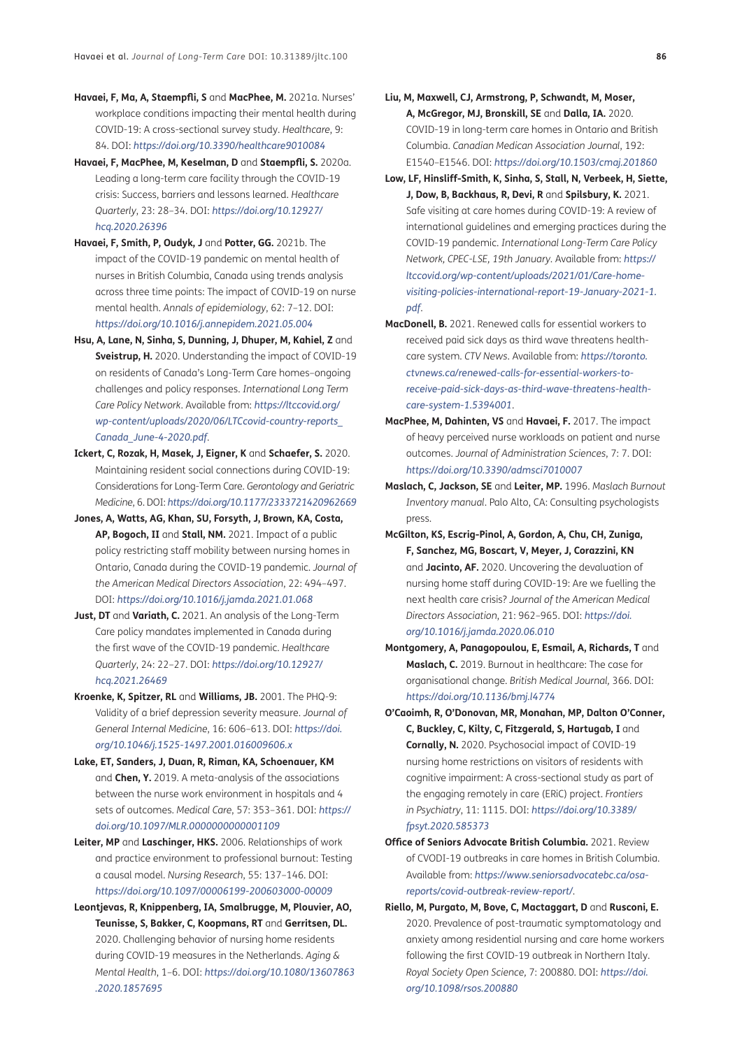**Havaei, F, Ma, A, Staempfli, S** and **MacPhee, M.** 2021a. Nurses' workplace conditions impacting their mental health during COVID-19: A cross-sectional survey study. *Healthcare*, 9: 84. DOI: *https://doi.org/10.3390/healthcare9010084*

**Havaei, F, MacPhee, M, Keselman, D** and **Staempfli, S.** 2020a. Leading a long-term care facility through the COVID-19 crisis: Success, barriers and lessons learned. *Healthcare Quarterly*, 23: 28–34. DOI: *https://doi.org/10.12927/hcq.2020.26396*

**Havaei, F, Smith, P, Oudyk, J** and **Potter, GG.** 2021b. The impact of the COVID-19 pandemic on mental health of nurses in British Columbia, Canada using trends analysis across three time points: The impact of COVID-19 on nurse mental health. *Annals of epidemiology*, 62: 7–12. DOI: *https://doi.org/10.1016/j.annepidem.2021.05.004*

**Hsu, A, Lane, N, Sinha, S, Dunning, J, Dhuper, M, Kahiel, Z** and **Sveistrup, H.** 2020. Understanding the impact of COVID-19 on residents of Canada's Long-Term Care homes–ongoing challenges and policy responses. *International Long Term Care Policy Network*. Available from: *https://ltccovid.org/wp-content/uploads/2020/06/LTCcovid-country-reports_Canada_June-4-2020.pdf*.

**Ickert, C, Rozak, H, Masek, J, Eigner, K** and **Schaefer, S.** 2020. Maintaining resident social connections during COVID-19: Considerations for Long-Term Care. *Gerontology and Geriatric Medicine*, 6. DOI: *https://doi.org/10.1177/2333721420962669*

**Jones, A, Watts, AG, Khan, SU, Forsyth, J, Brown, KA, Costa, AP, Bogoch, II** and **Stall, NM.** 2021. Impact of a public policy restricting staff mobility between nursing homes in Ontario, Canada during the COVID-19 pandemic. *Journal of the American Medical Directors Association*, 22: 494–497. DOI: *https://doi.org/10.1016/j.jamda.2021.01.068*

**Just, DT** and **Variath, C.** 2021. An analysis of the Long-Term Care policy mandates implemented in Canada during the first wave of the COVID-19 pandemic. *Healthcare Quarterly*, 24: 22–27. DOI: *https://doi.org/10.12927/hcq.2021.26469*

**Kroenke, K, Spitzer, RL** and **Williams, JB.** 2001. The PHQ-9: Validity of a brief depression severity measure. *Journal of General Internal Medicine*, 16: 606–613. DOI: *https://doi.org/10.1046/j.1525-1497.2001.016009606.x*

**Lake, ET, Sanders, J, Duan, R, Riman, KA, Schoenauer, KM** and **Chen, Y.** 2019. A meta-analysis of the associations between the nurse work environment in hospitals and 4 sets of outcomes. *Medical Care*, 57: 353–361. DOI: *https://doi.org/10.1097/MLR.0000000000001109*

**Leiter, MP** and **Laschinger, HKS.** 2006. Relationships of work and practice environment to professional burnout: Testing a causal model. *Nursing Research*, 55: 137–146. DOI: *https://doi.org/10.1097/00006199-200603000-00009*

**Leontjevas, R, Knippenberg, IA, Smalbrugge, M, Plouvier, AO, Teunisse, S, Bakker, C, Koopmans, RT** and **Gerritsen, DL.** 2020. Challenging behavior of nursing home residents during COVID-19 measures in the Netherlands. *Aging & Mental Health*, 1–6. DOI: *https://doi.org/10.1080/13607863.2020.1857695*

**Liu, M, Maxwell, CJ, Armstrong, P, Schwandt, M, Moser, A, McGregor, MJ, Bronskill, SE** and **Dalla, IA.** 2020. COVID-19 in long-term care homes in Ontario and British Columbia. *Canadian Medican Association Journal*, 192: E1540–E1546. DOI: *https://doi.org/10.1503/cmaj.201860*

**Low, LF, Hinsliff-Smith, K, Sinha, S, Stall, N, Verbeek, H, Siette, J, Dow, B, Backhaus, R, Devi, R** and **Spilsbury, K.** 2021. Safe visiting at care homes during COVID-19: A review of international guidelines and emerging practices during the COVID-19 pandemic. *International Long-Term Care Policy Network, CPEC-LSE, 19th January*. Available from: *https://ltccovid.org/wp-content/uploads/2021/01/Care-home-visiting-policies-international-report-19-January-2021-1.pdf*.

**MacDonell, B.** 2021. Renewed calls for essential workers to received paid sick days as third wave threatens health-care system. *CTV News*. Available from: *https://toronto.ctvnews.ca/renewed-calls-for-essential-workers-to-receive-paid-sick-days-as-third-wave-threatens-health-care-system-1.5394001*.

**MacPhee, M, Dahinten, VS** and **Havaei, F.** 2017. The impact of heavy perceived nurse workloads on patient and nurse outcomes. *Journal of Administration Sciences*, 7: 7. DOI: *https://doi.org/10.3390/admsci7010007*

**Maslach, C, Jackson, SE** and **Leiter, MP.** 1996. *Maslach Burnout Inventory manual*. Palo Alto, CA: Consulting psychologists press.

**McGilton, KS, Escrig-Pinol, A, Gordon, A, Chu, CH, Zuniga, F, Sanchez, MG, Boscart, V, Meyer, J, Corazzini, KN** and **Jacinto, AF.** 2020. Uncovering the devaluation of nursing home staff during COVID-19: Are we fuelling the next health care crisis? *Journal of the American Medical Directors Association*, 21: 962–965. DOI: *https://doi.org/10.1016/j.jamda.2020.06.010*

**Montgomery, A, Panagopoulou, E, Esmail, A, Richards, T** and **Maslach, C.** 2019. Burnout in healthcare: The case for organisational change. *British Medical Journal*, 366. DOI: *https://doi.org/10.1136/bmj.l4774*

**O'Caoimh, R, O'Donovan, MR, Monahan, MP, Dalton O'Conner, C, Buckley, C, Kilty, C, Fitzgerald, S, Hartugab, I** and **Cornally, N.** 2020. Psychosocial impact of COVID-19 nursing home restrictions on visitors of residents with cognitive impairment: A cross-sectional study as part of the engaging remotely in care (ERiC) project. *Frontiers in Psychiatry*, 11: 1115. DOI: *https://doi.org/10.3389/fpsyt.2020.585373*

**Office of Seniors Advocate British Columbia.** 2021. Review of CVODI-19 outbreaks in care homes in British Columbia. Available from: *https://www.seniorsadvocatebc.ca/osa-reports/covid-outbreak-review-report/*.

**Riello, M, Purgato, M, Bove, C, Mactaggart, D** and **Rusconi, E.** 2020. Prevalence of post-traumatic symptomatology and anxiety among residential nursing and care home workers following the first COVID-19 outbreak in Northern Italy. *Royal Society Open Science*, 7: 200880. DOI: *https://doi.org/10.1098/rsos.200880*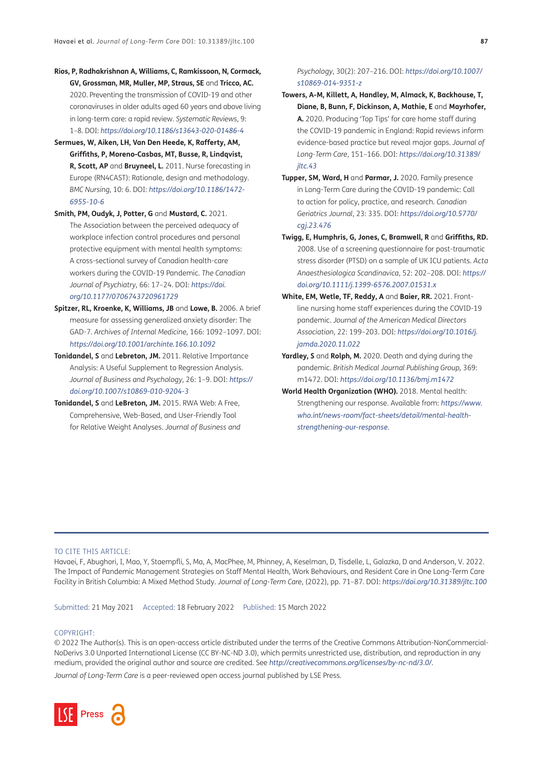**Rios, P, Radhakrishnan A, Williams, C, Ramkissoon, N, Cormack, GV, Grossman, MR, Muller, MP, Straus, SE** and **Tricco, AC.** 2020. Preventing the transmission of COVID-19 and other coronaviruses in older adults aged 60 years and above living in long-term care: a rapid review. *Systematic Reviews*, 9: 1–8. DOI: *https://doi.org/10.1186/s13643-020-01486-4*

**Sermues, W, Aiken, LH, Van Den Heede, K, Rafferty, AM, Griffiths, P, Moreno-Casbas, MT, Busse, R, Lindqvist, R, Scott, AP** and **Bruyneel, L.** 2011. Nurse forecasting in Europe (RN4CAST): Rationale, design and methodology. *BMC Nursing*, 10: 6. DOI: *https://doi.org/10.1186/1472-6955-10-6*

**Smith, PM, Oudyk, J, Potter, G** and **Mustard, C.** 2021. The Association between the perceived adequacy of workplace infection control procedures and personal protective equipment with mental health symptoms: A cross-sectional survey of Canadian health-care workers during the COVID-19 Pandemic. *The Canadian Journal of Psychiatry*, 66: 17–24. DOI: *https://doi.org/10.1177/0706743720961729*

**Spitzer, RL, Kroenke, K, Williams, JB** and **Lowe, B.** 2006. A brief measure for assessing generalized anxiety disorder: The GAD-7. *Archives of Internal Medicine*, 166: 1092–1097. DOI: *https://doi.org/10.1001/archinte.166.10.1092*

**Tonidandel, S** and **Lebreton, JM.** 2011. Relative Importance Analysis: A Useful Supplement to Regression Analysis. *Journal of Business and Psychology*, 26: 1–9. DOI: *https://doi.org/10.1007/s10869-010-9204-3*

**Tonidandel, S** and **LeBreton, JM.** 2015. RWA Web: A Free, Comprehensive, Web-Based, and User-Friendly Tool for Relative Weight Analyses. *Journal of Business and Psychology*, 30(2): 207–216. DOI: *https://doi.org/10.1007/s10869-014-9351-z*

**Towers, A-M, Killett, A, Handley, M, Almack, K, Backhouse, T, Diane, B, Bunn, F, Dickinson, A, Mathie, E** and **Mayrhofer, A.** 2020. Producing 'Top Tips' for care home staff during the COVID-19 pandemic in England: Rapid reviews inform evidence-based practice but reveal major gaps. *Journal of Long-Term Care*, 151–166. DOI: *https://doi.org/10.31389/jltc.43*

**Tupper, SM, Ward, H** and **Parmar, J.** 2020. Family presence in Long-Term Care during the COVID-19 pandemic: Call to action for policy, practice, and research. *Canadian Geriatrics Journal*, 23: 335. DOI: *https://doi.org/10.5770/cgj.23.476*

**Twigg, E, Humphris, G, Jones, C, Bramwell, R** and **Griffiths, RD.** 2008. Use of a screening questionnaire for post-traumatic stress disorder (PTSD) on a sample of UK ICU patients. *Acta Anaesthesiologica Scandinavica*, 52: 202–208. DOI: *https://doi.org/10.1111/j.1399-6576.2007.01531.x*

**White, EM, Wetle, TF, Reddy, A** and **Baier, RR.** 2021. Front-line nursing home staff experiences during the COVID-19 pandemic. *Journal of the American Medical Directors Association*, 22: 199–203. DOI: *https://doi.org/10.1016/j.jamda.2020.11.022*

**Yardley, S** and **Rolph, M.** 2020. Death and dying during the pandemic. *British Medical Journal Publishing Group*, 369: m1472. DOI: *https://doi.org/10.1136/bmj.m1472*

**World Health Organization (WHO).** 2018. Mental health: Strengthening our response. Available from: *https://www.who.int/news-room/fact-sheets/detail/mental-health-strengthening-our-response*.

---

TO CITE THIS ARTICLE:

Havaei, F, Abughori, I, Mao, Y, Staempfli, S, Ma, A, MacPhee, M, Phinney, A, Keselman, D, Tisdelle, L, Galazka, D and Anderson, V. 2022. The Impact of Pandemic Management Strategies on Staff Mental Health, Work Behaviours, and Resident Care in One Long-Term Care Facility in British Columbia: A Mixed Method Study. *Journal of Long-Term Care*, (2022), pp. 71–87. DOI: *https://doi.org/10.31389/jltc.100*

Submitted: 21 May 2021 Accepted: 18 February 2022 Published: 15 March 2022

COPYRIGHT:

© 2022 The Author(s). This is an open-access article distributed under the terms of the Creative Commons Attribution-NonCommercial-NoDerivs 3.0 Unported International License (CC BY-NC-ND 3.0), which permits unrestricted use, distribution, and reproduction in any medium, provided the original author and source are credited. See *http://creativecommons.org/licenses/by-nc-nd/3.0/*.

*Journal of Long-Term Care* is a peer-reviewed open access journal published by LSE Press.